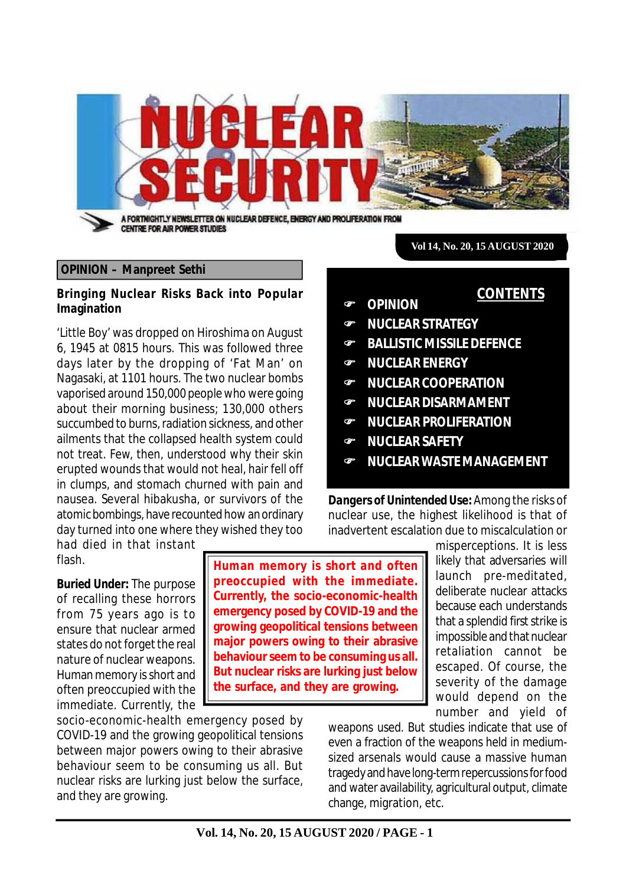# NUCLEAR SECURITY

A FORTNIGHTLY NEWSLETTER ON NUCLEAR DEFENCE, ENERGY AND PROLIFERATION FROM CENTRE FOR AIR POWER STUDIES

Vol 14, No. 20, 15 AUGUST 2020

**CONTENTS**

- OPINION
- NUCLEAR STRATEGY
- BALLISTIC MISSILE DEFENCE
- NUCLEAR ENERGY
- NUCLEAR COOPERATION
- NUCLEAR DISARMAMENT
- NUCLEAR PROLIFERATION
- NUCLEAR SAFETY
- NUCLEAR WASTE MANAGEMENT

## OPINION – Manpreet Sethi

### Bringing Nuclear Risks Back into Popular Imagination

'Little Boy' was dropped on Hiroshima on August 6, 1945 at 0815 hours. This was followed three days later by the dropping of 'Fat Man' on Nagasaki, at 1101 hours. The two nuclear bombs vaporised around 150,000 people who were going about their morning business; 130,000 others succumbed to burns, radiation sickness, and other ailments that the collapsed health system could not treat. Few, then, understood why their skin erupted wounds that would not heal, hair fell off in clumps, and stomach churned with pain and nausea. Several hibakusha, or survivors of the atomic bombings, have recounted how an ordinary day turned into one where they wished they too had died in that instant flash.

**Buried Under:** The purpose of recalling these horrors from 75 years ago is to ensure that nuclear armed states do not forget the real nature of nuclear weapons. Human memory is short and often preoccupied with the immediate. Currently, the socio-economic-health emergency posed by COVID-19 and the growing geopolitical tensions between major powers owing to their abrasive behaviour seem to be consuming us all. But nuclear risks are lurking just below the surface, and they are growing.

> **Human memory is short and often preoccupied with the immediate. Currently, the socio-economic-health emergency posed by COVID-19 and the growing geopolitical tensions between major powers owing to their abrasive behaviour seem to be consuming us all. But nuclear risks are lurking just below the surface, and they are growing.**

**Dangers of Unintended Use:** Among the risks of nuclear use, the highest likelihood is that of inadvertent escalation due to miscalculation or misperceptions. It is less likely that adversaries will launch pre-meditated, deliberate nuclear attacks because each understands that a splendid first strike is impossible and that nuclear retaliation cannot be escaped. Of course, the severity of the damage would depend on the number and yield of weapons used. But studies indicate that use of even a fraction of the weapons held in medium-sized arsenals would cause a massive human tragedy and have long-term repercussions for food and water availability, agricultural output, climate change, migration, etc.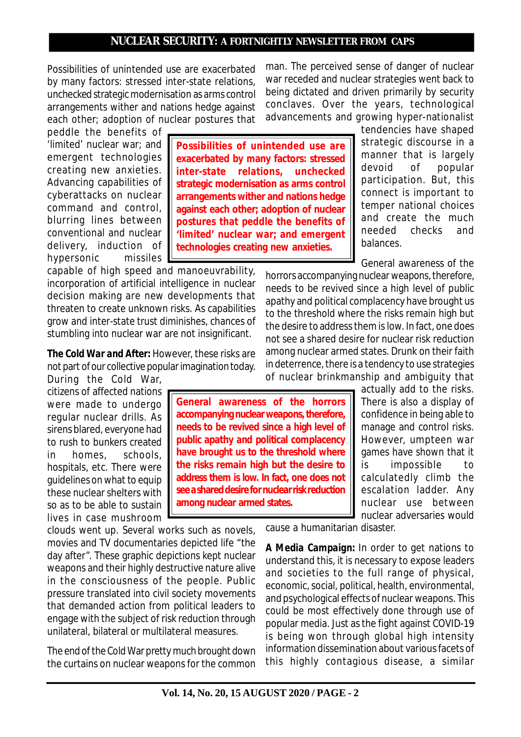Possibilities of unintended use are exacerbated by many factors: stressed inter-state relations, unchecked strategic modernisation as arms control arrangements wither and nations hedge against each other; adoption of nuclear postures that peddle the benefits of 'limited' nuclear war; and emergent technologies creating new anxieties. Advancing capabilities of cyberattacks on nuclear command and control, blurring lines between conventional and nuclear delivery, induction of hypersonic missiles capable of high speed and manoeuvrability, incorporation of artificial intelligence in nuclear decision making are new developments that threaten to create unknown risks. As capabilities grow and inter-state trust diminishes, chances of stumbling into nuclear war are not insignificant.

> **Possibilities of unintended use are exacerbated by many factors: stressed inter-state relations, unchecked strategic modernisation as arms control arrangements wither and nations hedge against each other; adoption of nuclear postures that peddle the benefits of 'limited' nuclear war; and emergent technologies creating new anxieties.**

**The Cold War and After:** However, these risks are not part of our collective popular imagination today. During the Cold War, citizens of affected nations were made to undergo regular nuclear drills. As sirens blared, everyone had to rush to bunkers created in homes, schools, hospitals, etc. There were guidelines on what to equip these nuclear shelters with so as to be able to sustain lives in case mushroom clouds went up. Several works such as novels, movies and TV documentaries depicted life "the day after". These graphic depictions kept nuclear weapons and their highly destructive nature alive in the consciousness of the people. Public pressure translated into civil society movements that demanded action from political leaders to engage with the subject of risk reduction through unilateral, bilateral or multilateral measures.

The end of the Cold War pretty much brought down the curtains on nuclear weapons for the common man. The perceived sense of danger of nuclear war receded and nuclear strategies went back to being dictated and driven primarily by security conclaves. Over the years, technological advancements and growing hyper-nationalist tendencies have shaped strategic discourse in a manner that is largely devoid of popular participation. But, this connect is important to temper national choices and create the much needed checks and balances.

General awareness of the horrors accompanying nuclear weapons, therefore, needs to be revived since a high level of public apathy and political complacency have brought us to the threshold where the risks remain high but the desire to address them is low. In fact, one does not see a shared desire for nuclear risk reduction among nuclear armed states. Drunk on their faith in deterrence, there is a tendency to use strategies of nuclear brinkmanship and ambiguity that actually add to the risks. There is also a display of confidence in being able to manage and control risks. However, umpteen war games have shown that it is impossible to calculatedly climb the escalation ladder. Any nuclear use between nuclear adversaries would cause a humanitarian disaster.

> **General awareness of the horrors accompanying nuclear weapons, therefore, needs to be revived since a high level of public apathy and political complacency have brought us to the threshold where the risks remain high but the desire to address them is low. In fact, one does not see a shared desire for nuclear risk reduction among nuclear armed states.**

**A Media Campaign:** In order to get nations to understand this, it is necessary to expose leaders and societies to the full range of physical, economic, social, political, health, environmental, and psychological effects of nuclear weapons. This could be most effectively done through use of popular media. Just as the fight against COVID-19 is being won through global high intensity information dissemination about various facets of this highly contagious disease, a similar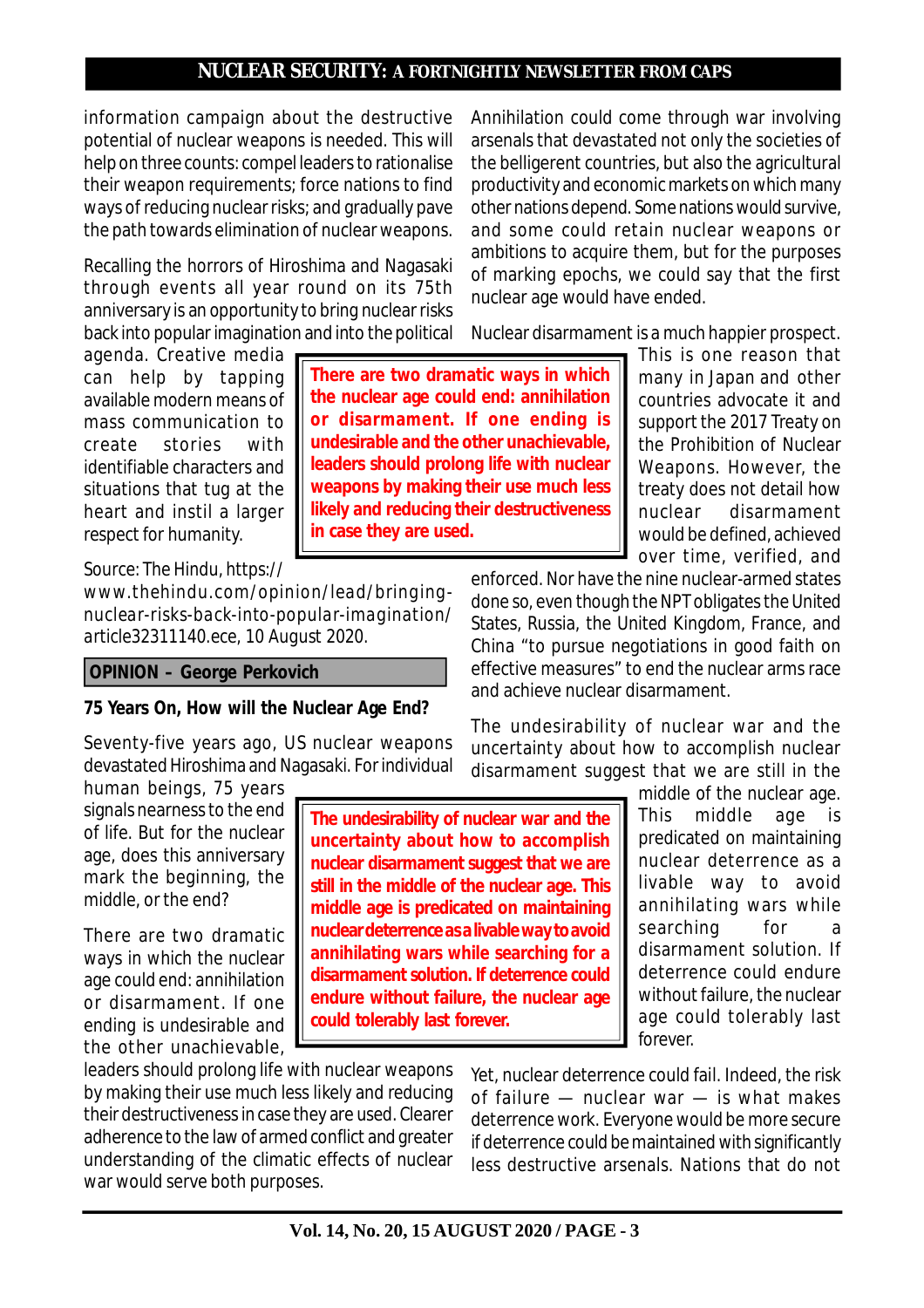information campaign about the destructive potential of nuclear weapons is needed. This will help on three counts: compel leaders to rationalise their weapon requirements; force nations to find ways of reducing nuclear risks; and gradually pave the path towards elimination of nuclear weapons.

Recalling the horrors of Hiroshima and Nagasaki through events all year round on its 75th anniversary is an opportunity to bring nuclear risks back into popular imagination and into the political agenda. Creative media can help by tapping available modern means of mass communication to create stories with identifiable characters and situations that tug at the heart and instil a larger respect for humanity.

Source: The Hindu, https://www.thehindu.com/opinion/lead/bringing-nuclear-risks-back-into-popular-imagination/article32311140.ece, 10 August 2020.

**OPINION – George Perkovich**

**75 Years On, How will the Nuclear Age End?**

Seventy-five years ago, US nuclear weapons devastated Hiroshima and Nagasaki. For individual human beings, 75 years signals nearness to the end of life. But for the nuclear age, does this anniversary mark the beginning, the middle, or the end?

There are two dramatic ways in which the nuclear age could end: annihilation or disarmament. If one ending is undesirable and the other unachievable, leaders should prolong life with nuclear weapons by making their use much less likely and reducing their destructiveness in case they are used. Clearer adherence to the law of armed conflict and greater understanding of the climatic effects of nuclear war would serve both purposes.

Annihilation could come through war involving arsenals that devastated not only the societies of the belligerent countries, but also the agricultural productivity and economic markets on which many other nations depend. Some nations would survive, and some could retain nuclear weapons or ambitions to acquire them, but for the purposes of marking epochs, we could say that the first nuclear age would have ended.

Nuclear disarmament is a much happier prospect. This is one reason that many in Japan and other countries advocate it and support the 2017 Treaty on the Prohibition of Nuclear Weapons. However, the treaty does not detail how nuclear disarmament would be defined, achieved over time, verified, and enforced. Nor have the nine nuclear-armed states done so, even though the NPT obligates the United States, Russia, the United Kingdom, France, and China "to pursue negotiations in good faith on effective measures" to end the nuclear arms race and achieve nuclear disarmament.

The undesirability of nuclear war and the uncertainty about how to accomplish nuclear disarmament suggest that we are still in the middle of the nuclear age. This middle age is predicated on maintaining nuclear deterrence as a livable way to avoid annihilating wars while searching for a disarmament solution. If deterrence could endure without failure, the nuclear age could tolerably last forever.

Yet, nuclear deterrence could fail. Indeed, the risk of failure — nuclear war — is what makes deterrence work. Everyone would be more secure if deterrence could be maintained with significantly less destructive arsenals. Nations that do not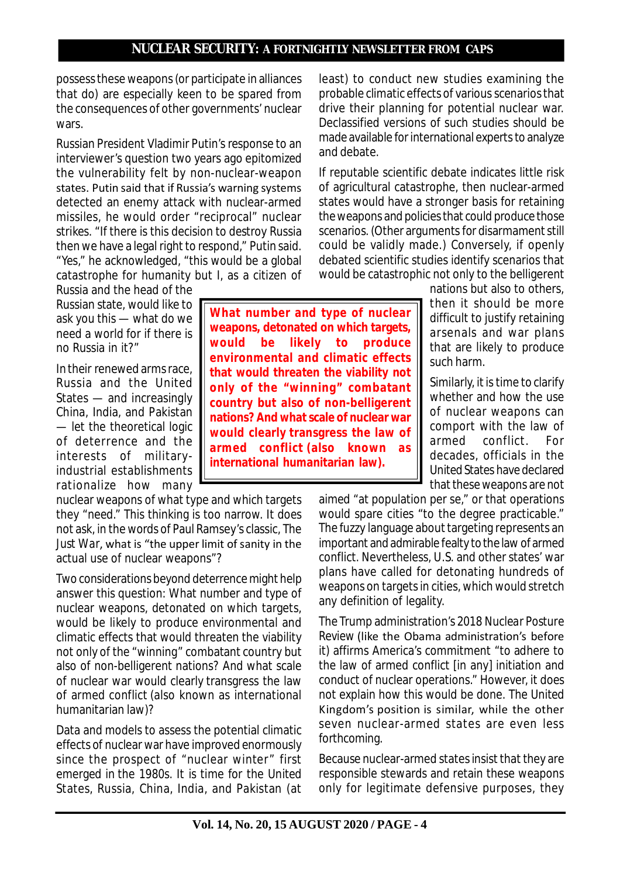possess these weapons (or participate in alliances that do) are especially keen to be spared from the consequences of other governments' nuclear wars.

Russian President Vladimir Putin's response to an interviewer's question two years ago epitomized the vulnerability felt by non-nuclear-weapon states. Putin said that if Russia's warning systems detected an enemy attack with nuclear-armed missiles, he would order "reciprocal" nuclear strikes. "If there is this decision to destroy Russia then we have a legal right to respond," Putin said. "Yes," he acknowledged, "this would be a global catastrophe for humanity but I, as a citizen of Russia and the head of the Russian state, would like to ask you this — what do we need a world for if there is no Russia in it?"

In their renewed arms race, Russia and the United States — and increasingly China, India, and Pakistan — let the theoretical logic of deterrence and the interests of military-industrial establishments rationalize how many nuclear weapons of what type and which targets they "need." This thinking is too narrow. It does not ask, in the words of Paul Ramsey's classic, The Just War, what is "the upper limit of sanity in the actual use of nuclear weapons"?

**What number and type of nuclear weapons, detonated on which targets, would be likely to produce environmental and climatic effects that would threaten the viability not only of the "winning" combatant country but also of non-belligerent nations? And what scale of nuclear war would clearly transgress the law of armed conflict (also known as international humanitarian law).**

Two considerations beyond deterrence might help answer this question: What number and type of nuclear weapons, detonated on which targets, would be likely to produce environmental and climatic effects that would threaten the viability not only of the "winning" combatant country but also of non-belligerent nations? And what scale of nuclear war would clearly transgress the law of armed conflict (also known as international humanitarian law)?

Data and models to assess the potential climatic effects of nuclear war have improved enormously since the prospect of "nuclear winter" first emerged in the 1980s. It is time for the United States, Russia, China, India, and Pakistan (at least) to conduct new studies examining the probable climatic effects of various scenarios that drive their planning for potential nuclear war. Declassified versions of such studies should be made available for international experts to analyze and debate.

If reputable scientific debate indicates little risk of agricultural catastrophe, then nuclear-armed states would have a stronger basis for retaining the weapons and policies that could produce those scenarios. (Other arguments for disarmament still could be validly made.) Conversely, if openly debated scientific studies identify scenarios that would be catastrophic not only to the belligerent nations but also to others, then it should be more difficult to justify retaining arsenals and war plans that are likely to produce such harm.

Similarly, it is time to clarify whether and how the use of nuclear weapons can comport with the law of armed conflict. For decades, officials in the United States have declared that these weapons are not aimed "at population per se," or that operations would spare cities "to the degree practicable." The fuzzy language about targeting represents an important and admirable fealty to the law of armed conflict. Nevertheless, U.S. and other states' war plans have called for detonating hundreds of weapons on targets in cities, which would stretch any definition of legality.

The Trump administration's 2018 Nuclear Posture Review (like the Obama administration's before it) affirms America's commitment "to adhere to the law of armed conflict [in any] initiation and conduct of nuclear operations." However, it does not explain how this would be done. The United Kingdom's position is similar, while the other seven nuclear-armed states are even less forthcoming.

Because nuclear-armed states insist that they are responsible stewards and retain these weapons only for legitimate defensive purposes, they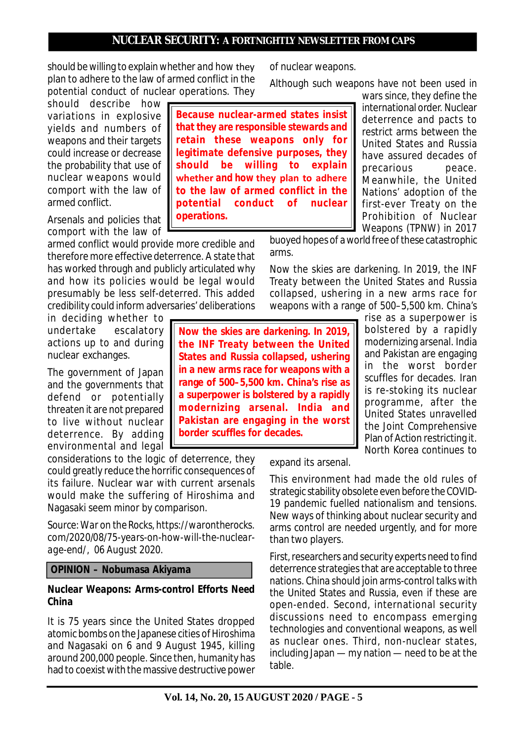should be willing to explain whether and how they plan to adhere to the law of armed conflict in the potential conduct of nuclear operations. They should describe how variations in explosive yields and numbers of weapons and their targets could increase or decrease the probability that use of nuclear weapons would comport with the law of armed conflict.

> **Because nuclear-armed states insist that they are responsible stewards and retain these weapons only for legitimate defensive purposes, they should be willing to explain whether and how they plan to adhere to the law of armed conflict in the potential conduct of nuclear operations.**

Arsenals and policies that comport with the law of armed conflict would provide more credible and therefore more effective deterrence. A state that has worked through and publicly articulated why and how its policies would be legal would presumably be less self-deterred. This added credibility could inform adversaries' deliberations in deciding whether to undertake escalatory actions up to and during nuclear exchanges.

The government of Japan and the governments that defend or potentially threaten it are not prepared to live without nuclear deterrence. By adding environmental and legal considerations to the logic of deterrence, they could greatly reduce the horrific consequences of its failure. Nuclear war with current arsenals would make the suffering of Hiroshima and Nagasaki seem minor by comparison.

Source: War on the Rocks, https://warontherocks.com/2020/08/75-years-on-how-will-the-nuclear-age-end/, 06 August 2020.

## OPINION – Nobumasa Akiyama

### Nuclear Weapons: Arms-control Efforts Need China

It is 75 years since the United States dropped atomic bombs on the Japanese cities of Hiroshima and Nagasaki on 6 and 9 August 1945, killing around 200,000 people. Since then, humanity has had to coexist with the massive destructive power of nuclear weapons.

Although such weapons have not been used in wars since, they define the international order. Nuclear deterrence and pacts to restrict arms between the United States and Russia have assured decades of precarious peace. Meanwhile, the United Nations' adoption of the first-ever Treaty on the Prohibition of Nuclear Weapons (TPNW) in 2017 buoyed hopes of a world free of these catastrophic arms.

Now the skies are darkening. In 2019, the INF Treaty between the United States and Russia collapsed, ushering in a new arms race for weapons with a range of 500–5,500 km. China's rise as a superpower is bolstered by a rapidly modernizing arsenal. India and Pakistan are engaging in the worst border scuffles for decades. Iran is re-stoking its nuclear programme, after the United States unravelled the Joint Comprehensive Plan of Action restricting it. North Korea continues to expand its arsenal.

> **Now the skies are darkening. In 2019, the INF Treaty between the United States and Russia collapsed, ushering in a new arms race for weapons with a range of 500–5,500 km. China's rise as a superpower is bolstered by a rapidly modernizing arsenal. India and Pakistan are engaging in the worst border scuffles for decades.**

This environment had made the old rules of strategic stability obsolete even before the COVID-19 pandemic fuelled nationalism and tensions. New ways of thinking about nuclear security and arms control are needed urgently, and for more than two players.

First, researchers and security experts need to find deterrence strategies that are acceptable to three nations. China should join arms-control talks with the United States and Russia, even if these are open-ended. Second, international security discussions need to encompass emerging technologies and conventional weapons, as well as nuclear ones. Third, non-nuclear states, including Japan — my nation — need to be at the table.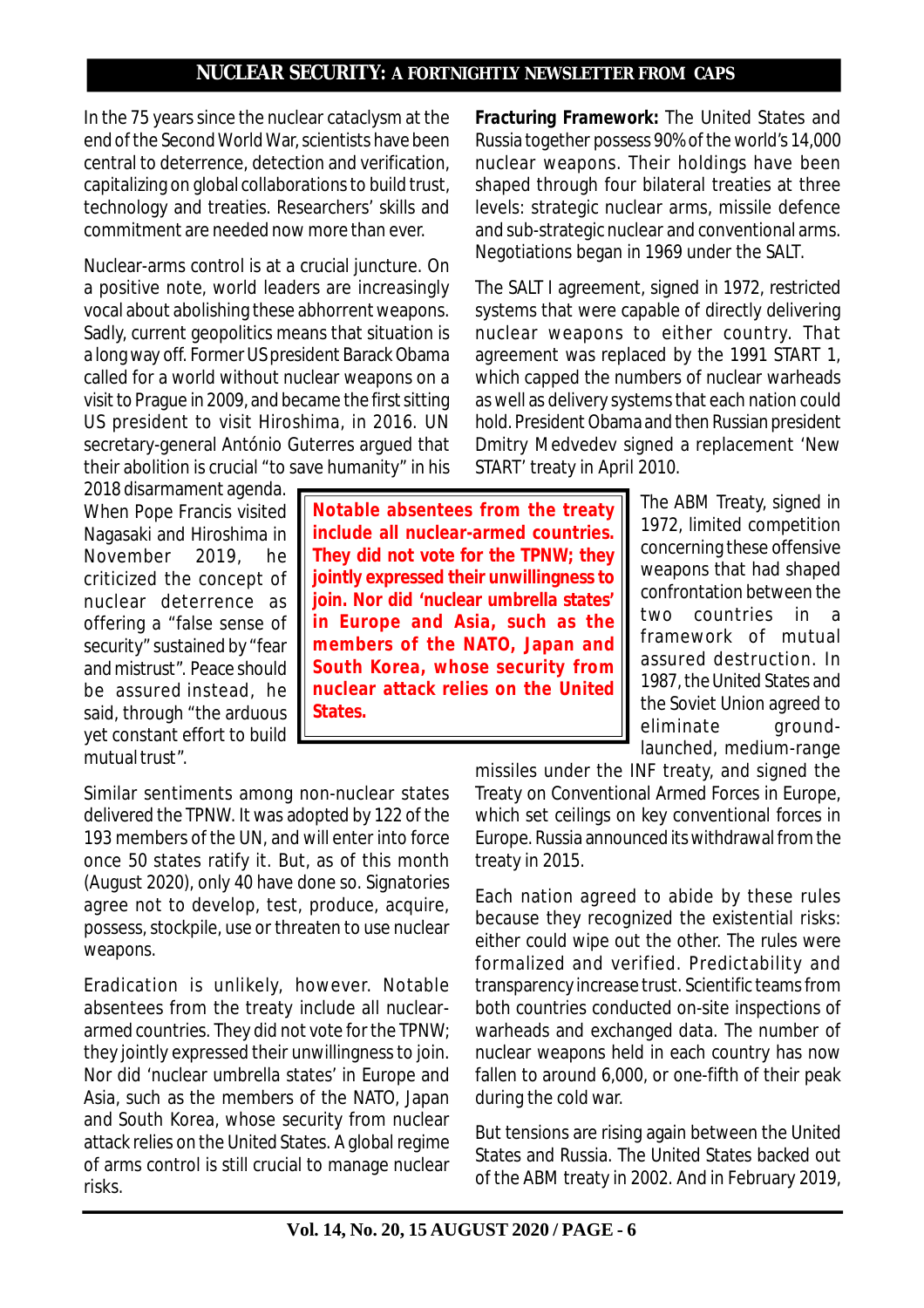In the 75 years since the nuclear cataclysm at the end of the Second World War, scientists have been central to deterrence, detection and verification, capitalizing on global collaborations to build trust, technology and treaties. Researchers' skills and commitment are needed now more than ever.

Nuclear-arms control is at a crucial juncture. On a positive note, world leaders are increasingly vocal about abolishing these abhorrent weapons. Sadly, current geopolitics means that situation is a long way off. Former US president Barack Obama called for a world without nuclear weapons on a visit to Prague in 2009, and became the first sitting US president to visit Hiroshima, in 2016. UN secretary-general António Guterres argued that their abolition is crucial "to save humanity" in his 2018 disarmament agenda. When Pope Francis visited Nagasaki and Hiroshima in November 2019, he criticized the concept of nuclear deterrence as offering a "false sense of security" sustained by "fear and mistrust". Peace should be assured instead, he said, through "the arduous yet constant effort to build mutual trust".

Similar sentiments among non-nuclear states delivered the TPNW. It was adopted by 122 of the 193 members of the UN, and will enter into force once 50 states ratify it. But, as of this month (August 2020), only 40 have done so. Signatories agree not to develop, test, produce, acquire, possess, stockpile, use or threaten to use nuclear weapons.

Eradication is unlikely, however. Notable absentees from the treaty include all nuclear-armed countries. They did not vote for the TPNW; they jointly expressed their unwillingness to join. Nor did 'nuclear umbrella states' in Europe and Asia, such as the members of the NATO, Japan and South Korea, whose security from nuclear attack relies on the United States. A global regime of arms control is still crucial to manage nuclear risks.

**Notable absentees from the treaty include all nuclear-armed countries. They did not vote for the TPNW; they jointly expressed their unwillingness to join. Nor did 'nuclear umbrella states' in Europe and Asia, such as the members of the NATO, Japan and South Korea, whose security from nuclear attack relies on the United States.**

**Fracturing Framework:** The United States and Russia together possess 90% of the world's 14,000 nuclear weapons. Their holdings have been shaped through four bilateral treaties at three levels: strategic nuclear arms, missile defence and sub-strategic nuclear and conventional arms. Negotiations began in 1969 under the SALT.

The SALT I agreement, signed in 1972, restricted systems that were capable of directly delivering nuclear weapons to either country. That agreement was replaced by the 1991 START 1, which capped the numbers of nuclear warheads as well as delivery systems that each nation could hold. President Obama and then Russian president Dmitry Medvedev signed a replacement 'New START' treaty in April 2010.

The ABM Treaty, signed in 1972, limited competition concerning these offensive weapons that had shaped confrontation between the two countries in a framework of mutual assured destruction. In 1987, the United States and the Soviet Union agreed to eliminate ground-launched, medium-range missiles under the INF treaty, and signed the Treaty on Conventional Armed Forces in Europe, which set ceilings on key conventional forces in Europe. Russia announced its withdrawal from the treaty in 2015.

Each nation agreed to abide by these rules because they recognized the existential risks: either could wipe out the other. The rules were formalized and verified. Predictability and transparency increase trust. Scientific teams from both countries conducted on-site inspections of warheads and exchanged data. The number of nuclear weapons held in each country has now fallen to around 6,000, or one-fifth of their peak during the cold war.

But tensions are rising again between the United States and Russia. The United States backed out of the ABM treaty in 2002. And in February 2019,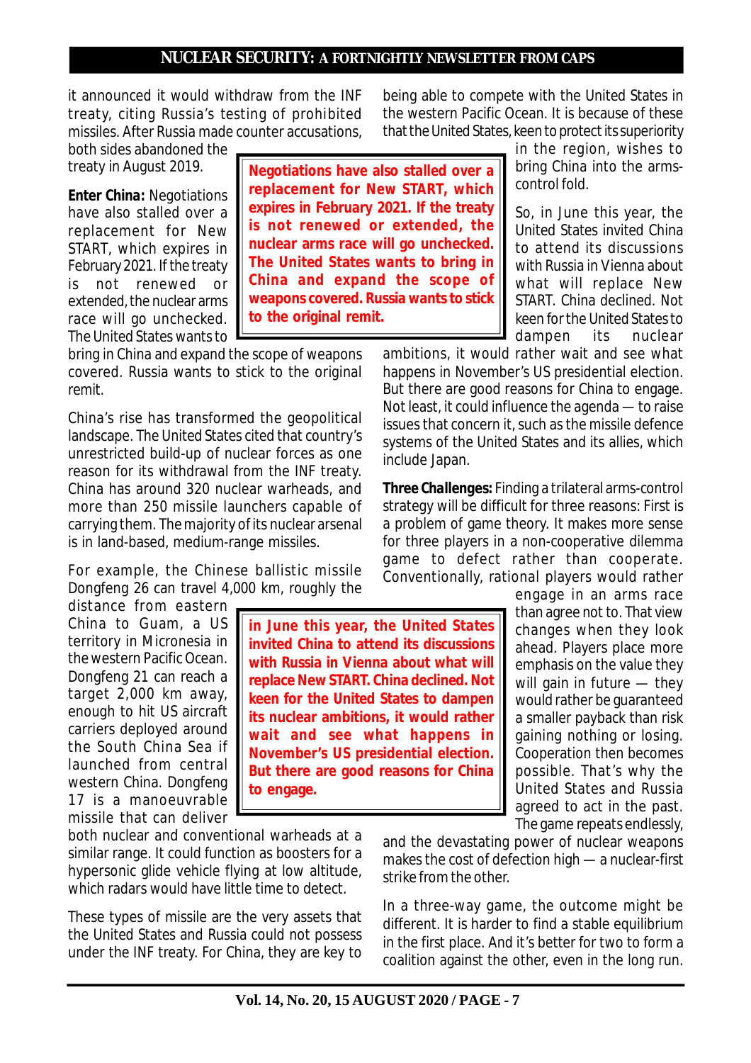it announced it would withdraw from the INF treaty, citing Russia's testing of prohibited missiles. After Russia made counter accusations, both sides abandoned the treaty in August 2019.

**Enter China:** Negotiations have also stalled over a replacement for New START, which expires in February 2021. If the treaty is not renewed or extended, the nuclear arms race will go unchecked. The United States wants to bring in China and expand the scope of weapons covered. Russia wants to stick to the original remit.

> **Negotiations have also stalled over a replacement for New START, which expires in February 2021. If the treaty is not renewed or extended, the nuclear arms race will go unchecked. The United States wants to bring in China and expand the scope of weapons covered. Russia wants to stick to the original remit.**

China's rise has transformed the geopolitical landscape. The United States cited that country's unrestricted build-up of nuclear forces as one reason for its withdrawal from the INF treaty. China has around 320 nuclear warheads, and more than 250 missile launchers capable of carrying them. The majority of its nuclear arsenal is in land-based, medium-range missiles.

For example, the Chinese ballistic missile Dongfeng 26 can travel 4,000 km, roughly the distance from eastern China to Guam, a US territory in Micronesia in the western Pacific Ocean. Dongfeng 21 can reach a target 2,000 km away, enough to hit US aircraft carriers deployed around the South China Sea if launched from central western China. Dongfeng 17 is a manoeuvrable missile that can deliver both nuclear and conventional warheads at a similar range. It could function as boosters for a hypersonic glide vehicle flying at low altitude, which radars would have little time to detect.

These types of missile are the very assets that the United States and Russia could not possess under the INF treaty. For China, they are key to being able to compete with the United States in the western Pacific Ocean. It is because of these that the United States, keen to protect its superiority in the region, wishes to bring China into the arms-control fold.

So, in June this year, the United States invited China to attend its discussions with Russia in Vienna about what will replace New START. China declined. Not keen for the United States to dampen its nuclear ambitions, it would rather wait and see what happens in November's US presidential election. But there are good reasons for China to engage. Not least, it could influence the agenda — to raise issues that concern it, such as the missile defence systems of the United States and its allies, which include Japan.

> **in June this year, the United States invited China to attend its discussions with Russia in Vienna about what will replace New START. China declined. Not keen for the United States to dampen its nuclear ambitions, it would rather wait and see what happens in November's US presidential election. But there are good reasons for China to engage.**

**Three Challenges:** Finding a trilateral arms-control strategy will be difficult for three reasons: First is a problem of game theory. It makes more sense for three players in a non-cooperative dilemma game to defect rather than cooperate. Conventionally, rational players would rather engage in an arms race than agree not to. That view changes when they look ahead. Players place more emphasis on the value they will gain in future — they would rather be guaranteed a smaller payback than risk gaining nothing or losing. Cooperation then becomes possible. That's why the United States and Russia agreed to act in the past. The game repeats endlessly, and the devastating power of nuclear weapons makes the cost of defection high — a nuclear-first strike from the other.

In a three-way game, the outcome might be different. It is harder to find a stable equilibrium in the first place. And it's better for two to form a coalition against the other, even in the long run.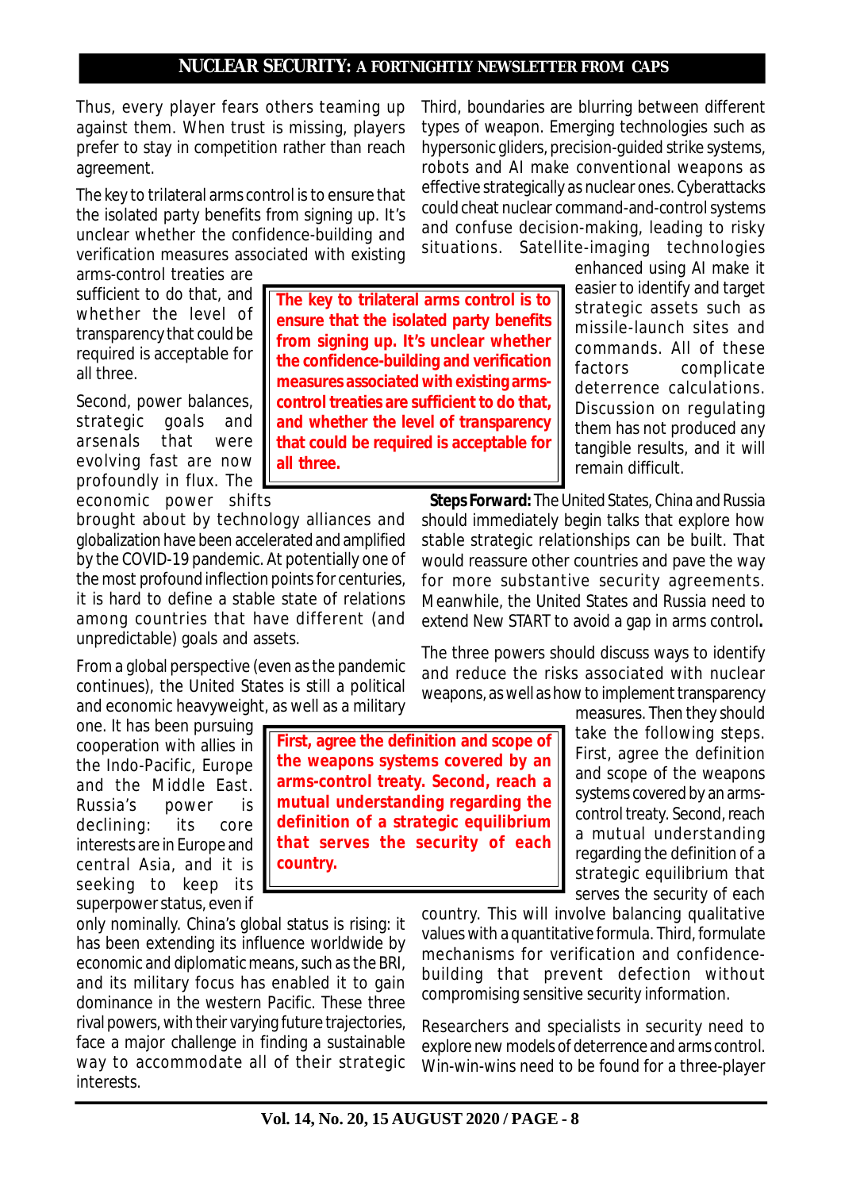Thus, every player fears others teaming up against them. When trust is missing, players prefer to stay in competition rather than reach agreement.

The key to trilateral arms control is to ensure that the isolated party benefits from signing up. It's unclear whether the confidence-building and verification measures associated with existing arms-control treaties are sufficient to do that, and whether the level of transparency that could be required is acceptable for all three.

> **The key to trilateral arms control is to ensure that the isolated party benefits from signing up. It's unclear whether the confidence-building and verification measures associated with existing arms-control treaties are sufficient to do that, and whether the level of transparency that could be required is acceptable for all three.**

Second, power balances, strategic goals and arsenals that were evolving fast are now profoundly in flux. The economic power shifts brought about by technology alliances and globalization have been accelerated and amplified by the COVID-19 pandemic. At potentially one of the most profound inflection points for centuries, it is hard to define a stable state of relations among countries that have different (and unpredictable) goals and assets.

From a global perspective (even as the pandemic continues), the United States is still a political and economic heavyweight, as well as a military one. It has been pursuing cooperation with allies in the Indo-Pacific, Europe and the Middle East. Russia's power is declining: its core interests are in Europe and central Asia, and it is seeking to keep its superpower status, even if only nominally. China's global status is rising: it has been extending its influence worldwide by economic and diplomatic means, such as the BRI, and its military focus has enabled it to gain dominance in the western Pacific. These three rival powers, with their varying future trajectories, face a major challenge in finding a sustainable way to accommodate all of their strategic interests.

Third, boundaries are blurring between different types of weapon. Emerging technologies such as hypersonic gliders, precision-guided strike systems, robots and AI make conventional weapons as effective strategically as nuclear ones. Cyberattacks could cheat nuclear command-and-control systems and confuse decision-making, leading to risky situations. Satellite-imaging technologies enhanced using AI make it easier to identify and target strategic assets such as missile-launch sites and commands. All of these factors complicate deterrence calculations. Discussion on regulating them has not produced any tangible results, and it will remain difficult.

**Steps Forward:** The United States, China and Russia should immediately begin talks that explore how stable strategic relationships can be built. That would reassure other countries and pave the way for more substantive security agreements. Meanwhile, the United States and Russia need to extend New START to avoid a gap in arms control**.**

The three powers should discuss ways to identify and reduce the risks associated with nuclear weapons, as well as how to implement transparency measures. Then they should take the following steps. First, agree the definition and scope of the weapons systems covered by an arms-control treaty. Second, reach a mutual understanding regarding the definition of a strategic equilibrium that serves the security of each country. This will involve balancing qualitative values with a quantitative formula. Third, formulate mechanisms for verification and confidence-building that prevent defection without compromising sensitive security information.

> **First, agree the definition and scope of the weapons systems covered by an arms-control treaty. Second, reach a mutual understanding regarding the definition of a strategic equilibrium that serves the security of each country.**

Researchers and specialists in security need to explore new models of deterrence and arms control. Win-win-wins need to be found for a three-player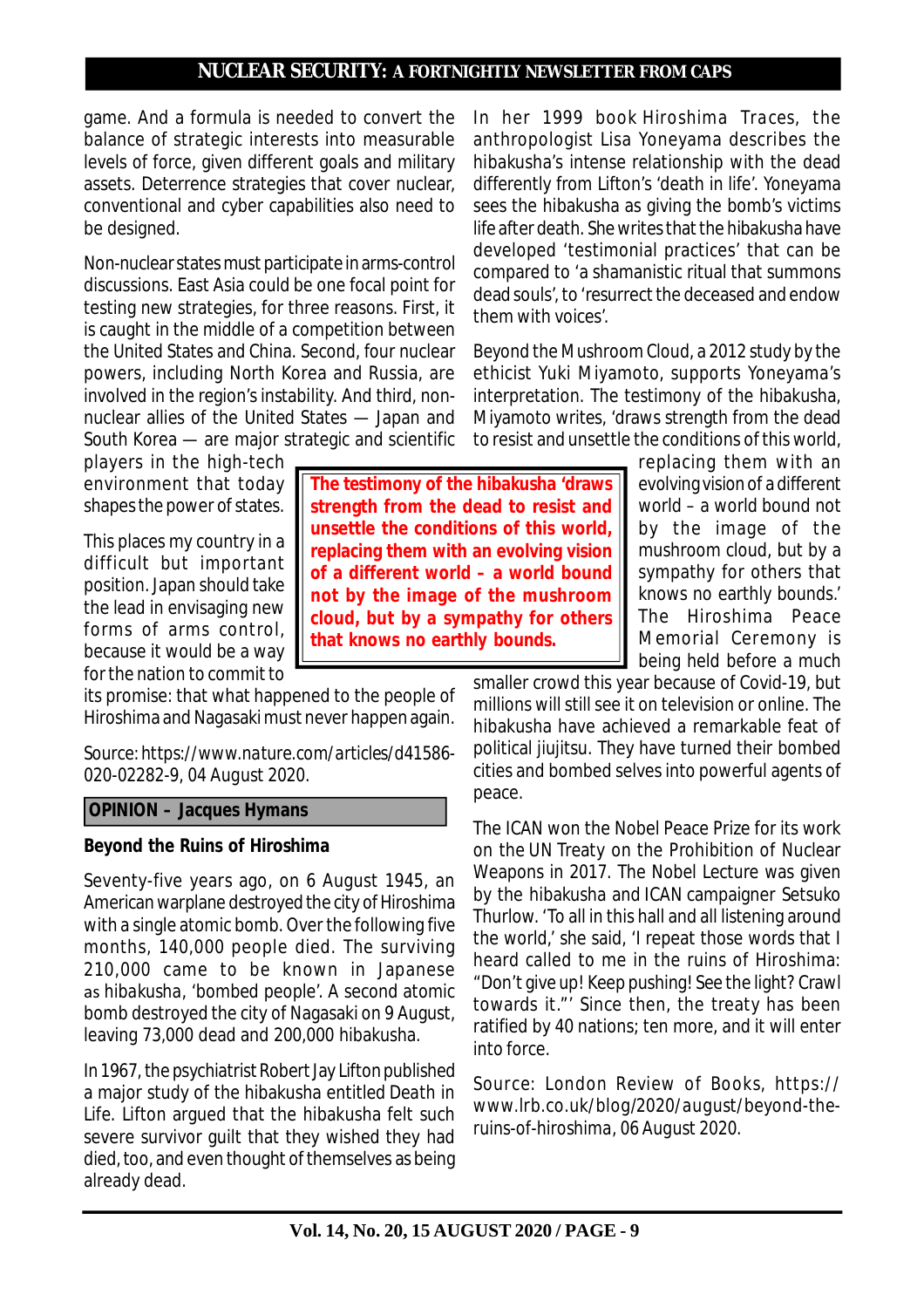game. And a formula is needed to convert the balance of strategic interests into measurable levels of force, given different goals and military assets. Deterrence strategies that cover nuclear, conventional and cyber capabilities also need to be designed.

Non-nuclear states must participate in arms-control discussions. East Asia could be one focal point for testing new strategies, for three reasons. First, it is caught in the middle of a competition between the United States and China. Second, four nuclear powers, including North Korea and Russia, are involved in the region's instability. And third, non-nuclear allies of the United States — Japan and South Korea — are major strategic and scientific players in the high-tech environment that today shapes the power of states.

This places my country in a difficult but important position. Japan should take the lead in envisaging new forms of arms control, because it would be a way for the nation to commit to its promise: that what happened to the people of Hiroshima and Nagasaki must never happen again.

Source: https://www.nature.com/articles/d41586-020-02282-9, 04 August 2020.

**OPINION – Jacques Hymans**

**Beyond the Ruins of Hiroshima**

Seventy-five years ago, on 6 August 1945, an American warplane destroyed the city of Hiroshima with a single atomic bomb. Over the following five months, 140,000 people died. The surviving 210,000 came to be known in Japanese as hibakusha, 'bombed people'. A second atomic bomb destroyed the city of Nagasaki on 9 August, leaving 73,000 dead and 200,000 hibakusha.

In 1967, the psychiatrist Robert Jay Lifton published a major study of the hibakusha entitled Death in Life. Lifton argued that the hibakusha felt such severe survivor guilt that they wished they had died, too, and even thought of themselves as being already dead.

In her 1999 book Hiroshima Traces, the anthropologist Lisa Yoneyama describes the hibakusha's intense relationship with the dead differently from Lifton's 'death in life'. Yoneyama sees the hibakusha as giving the bomb's victims life after death. She writes that the hibakusha have developed 'testimonial practices' that can be compared to 'a shamanistic ritual that summons dead souls', to 'resurrect the deceased and endow them with voices'.

Beyond the Mushroom Cloud, a 2012 study by the ethicist Yuki Miyamoto, supports Yoneyama's interpretation. The testimony of the hibakusha, Miyamoto writes, 'draws strength from the dead to resist and unsettle the conditions of this world, replacing them with an evolving vision of a different world – a world bound not by the image of the mushroom cloud, but by a sympathy for others that knows no earthly bounds.' The Hiroshima Peace Memorial Ceremony is being held before a much smaller crowd this year because of Covid-19, but millions will still see it on television or online. The hibakusha have achieved a remarkable feat of political jiujitsu. They have turned their bombed cities and bombed selves into powerful agents of peace.

> **The testimony of the hibakusha 'draws strength from the dead to resist and unsettle the conditions of this world, replacing them with an evolving vision of a different world – a world bound not by the image of the mushroom cloud, but by a sympathy for others that knows no earthly bounds.**

The ICAN won the Nobel Peace Prize for its work on the UN Treaty on the Prohibition of Nuclear Weapons in 2017. The Nobel Lecture was given by the hibakusha and ICAN campaigner Setsuko Thurlow. 'To all in this hall and all listening around the world,' she said, 'I repeat those words that I heard called to me in the ruins of Hiroshima: "Don't give up! Keep pushing! See the light? Crawl towards it."' Since then, the treaty has been ratified by 40 nations; ten more, and it will enter into force.

Source: London Review of Books, https://www.lrb.co.uk/blog/2020/august/beyond-the-ruins-of-hiroshima, 06 August 2020.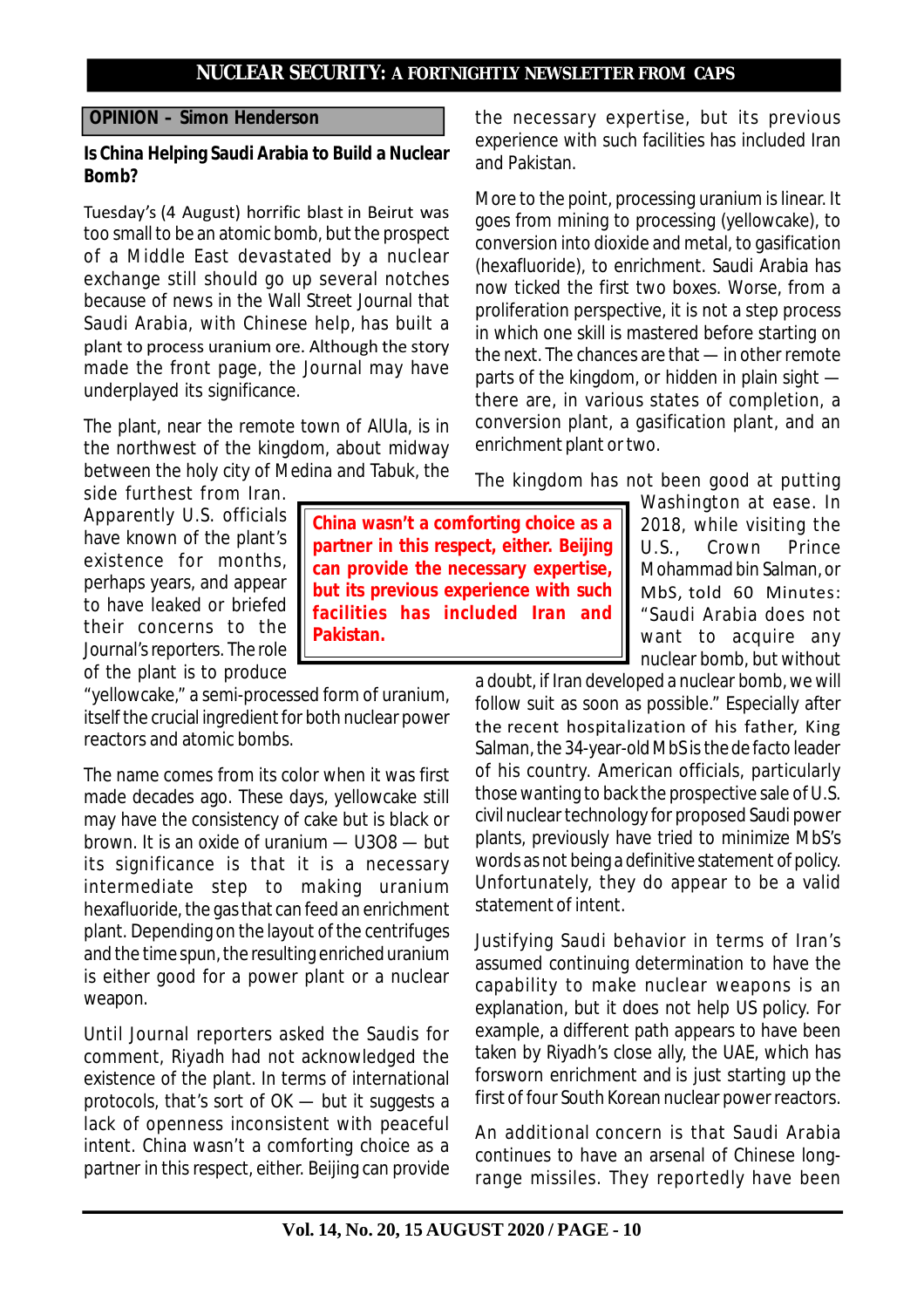**OPINION – Simon Henderson**

### Is China Helping Saudi Arabia to Build a Nuclear Bomb?

Tuesday's (4 August) horrific blast in Beirut was too small to be an atomic bomb, but the prospect of a Middle East devastated by a nuclear exchange still should go up several notches because of news in the Wall Street Journal that Saudi Arabia, with Chinese help, has built a plant to process uranium ore. Although the story made the front page, the Journal may have underplayed its significance.

The plant, near the remote town of AlUla, is in the northwest of the kingdom, about midway between the holy city of Medina and Tabuk, the side furthest from Iran. Apparently U.S. officials have known of the plant's existence for months, perhaps years, and appear to have leaked or briefed their concerns to the Journal's reporters. The role of the plant is to produce "yellowcake," a semi-processed form of uranium, itself the crucial ingredient for both nuclear power reactors and atomic bombs.

The name comes from its color when it was first made decades ago. These days, yellowcake still may have the consistency of cake but is black or brown. It is an oxide of uranium — $U_3O_8$ — but its significance is that it is a necessary intermediate step to making uranium hexafluoride, the gas that can feed an enrichment plant. Depending on the layout of the centrifuges and the time spun, the resulting enriched uranium is either good for a power plant or a nuclear weapon.

Until Journal reporters asked the Saudis for comment, Riyadh had not acknowledged the existence of the plant. In terms of international protocols, that's sort of OK — but it suggests a lack of openness inconsistent with peaceful intent. China wasn't a comforting choice as a partner in this respect, either. Beijing can provide the necessary expertise, but its previous experience with such facilities has included Iran and Pakistan.

> **China wasn't a comforting choice as a partner in this respect, either. Beijing can provide the necessary expertise, but its previous experience with such facilities has included Iran and Pakistan.**

More to the point, processing uranium is linear. It goes from mining to processing (yellowcake), to conversion into dioxide and metal, to gasification (hexafluoride), to enrichment. Saudi Arabia has now ticked the first two boxes. Worse, from a proliferation perspective, it is not a step process in which one skill is mastered before starting on the next. The chances are that — in other remote parts of the kingdom, or hidden in plain sight — there are, in various states of completion, a conversion plant, a gasification plant, and an enrichment plant or two.

The kingdom has not been good at putting Washington at ease. In 2018, while visiting the U.S., Crown Prince Mohammad bin Salman, or MbS, told 60 Minutes: "Saudi Arabia does not want to acquire any nuclear bomb, but without a doubt, if Iran developed a nuclear bomb, we will follow suit as soon as possible." Especially after the recent hospitalization of his father, King Salman, the 34-year-old MbS is the de facto leader of his country. American officials, particularly those wanting to back the prospective sale of U.S. civil nuclear technology for proposed Saudi power plants, previously have tried to minimize MbS's words as not being a definitive statement of policy. Unfortunately, they do appear to be a valid statement of intent.

Justifying Saudi behavior in terms of Iran's assumed continuing determination to have the capability to make nuclear weapons is an explanation, but it does not help US policy. For example, a different path appears to have been taken by Riyadh's close ally, the UAE, which has forsworn enrichment and is just starting up the first of four South Korean nuclear power reactors.

An additional concern is that Saudi Arabia continues to have an arsenal of Chinese long-range missiles. They reportedly have been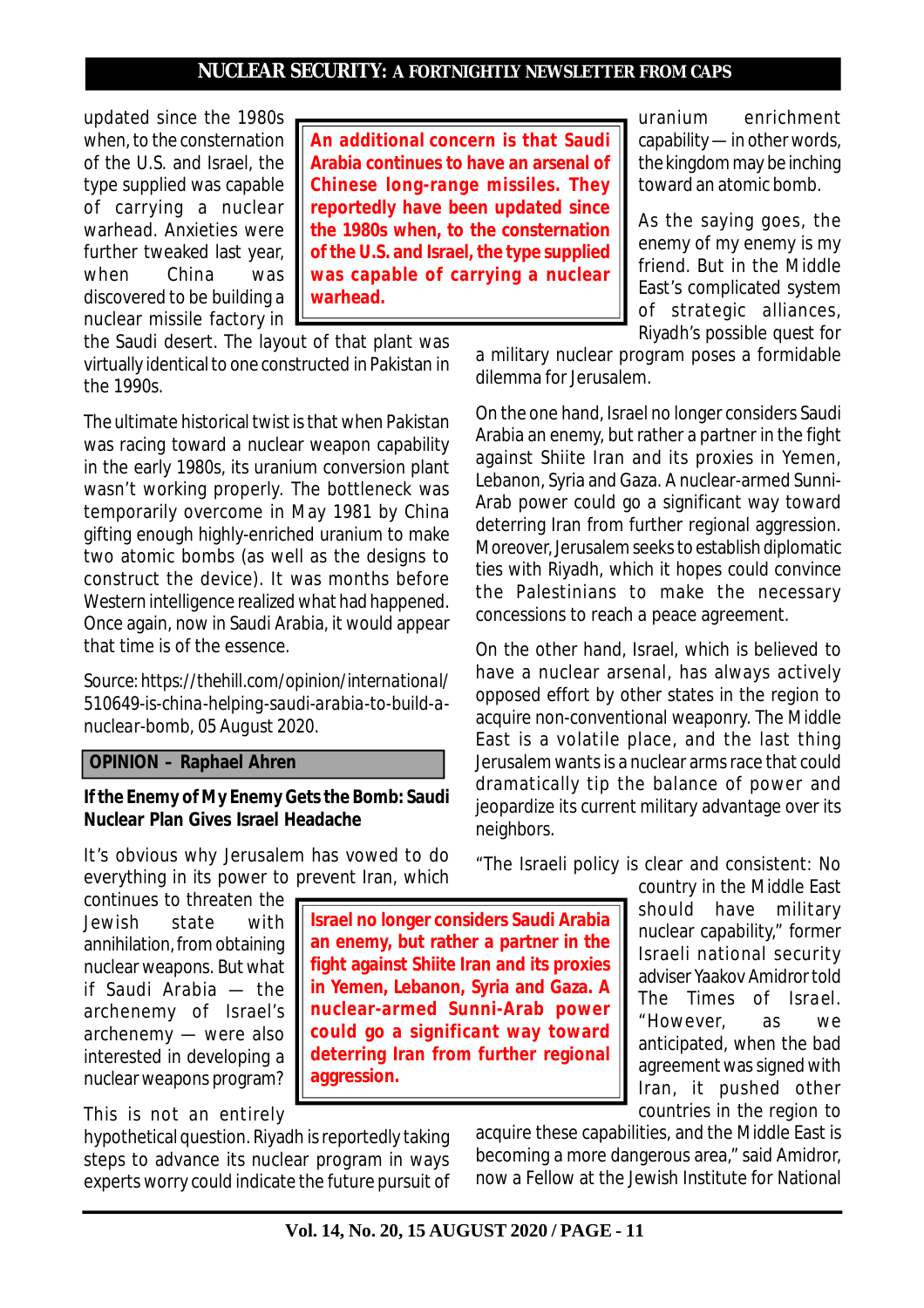updated since the 1980s when, to the constertnation of the U.S. and Israel, the type supplied was capable of carrying a nuclear warhead. Anxieties were further tweaked last year, when China was discovered to be building a nuclear missile factory in the Saudi desert. The layout of that plant was virtually identical to one constructed in Pakistan in the 1990s.

> **An additional concern is that Saudi Arabia continues to have an arsenal of Chinese long-range missiles. They reportedly have been updated since the 1980s when, to the consternation of the U.S. and Israel, the type supplied was capable of carrying a nuclear warhead.**

The ultimate historical twist is that when Pakistan was racing toward a nuclear weapon capability in the early 1980s, its uranium conversion plant wasn't working properly. The bottleneck was temporarily overcome in May 1981 by China gifting enough highly-enriched uranium to make two atomic bombs (as well as the designs to construct the device). It was months before Western intelligence realized what had happened. Once again, now in Saudi Arabia, it would appear that time is of the essence.

Source: https://thehill.com/opinion/international/510649-is-china-helping-saudi-arabia-to-build-a-nuclear-bomb, 05 August 2020.

**OPINION – Raphael Ahren**

### If the Enemy of My Enemy Gets the Bomb: Saudi Nuclear Plan Gives Israel Headache

It's obvious why Jerusalem has vowed to do everything in its power to prevent Iran, which continues to threaten the Jewish state with annihilation, from obtaining nuclear weapons. But what if Saudi Arabia — the archenemy of Israel's archenemy — were also interested in developing a nuclear weapons program?

This is not an entirely hypothetical question. Riyadh is reportedly taking steps to advance its nuclear program in ways experts worry could indicate the future pursuit of uranium enrichment capability — in other words, the kingdom may be inching toward an atomic bomb.

As the saying goes, the enemy of my enemy is my friend. But in the Middle East's complicated system of strategic alliances, Riyadh's possible quest for a military nuclear program poses a formidable dilemma for Jerusalem.

On the one hand, Israel no longer considers Saudi Arabia an enemy, but rather a partner in the fight against Shiite Iran and its proxies in Yemen, Lebanon, Syria and Gaza. A nuclear-armed Sunni-Arab power could go a significant way toward deterring Iran from further regional aggression. Moreover, Jerusalem seeks to establish diplomatic ties with Riyadh, which it hopes could convince the Palestinians to make the necessary concessions to reach a peace agreement.

> **Israel no longer considers Saudi Arabia an enemy, but rather a partner in the fight against Shiite Iran and its proxies in Yemen, Lebanon, Syria and Gaza. A nuclear-armed Sunni-Arab power could go a significant way toward deterring Iran from further regional aggression.**

On the other hand, Israel, which is believed to have a nuclear arsenal, has always actively opposed effort by other states in the region to acquire non-conventional weaponry. The Middle East is a volatile place, and the last thing Jerusalem wants is a nuclear arms race that could dramatically tip the balance of power and jeopardize its current military advantage over its neighbors.

"The Israeli policy is clear and consistent: No country in the Middle East should have military nuclear capability," former Israeli national security adviser Yaakov Amidror told The Times of Israel. "However, as we anticipated, when the bad agreement was signed with Iran, it pushed other countries in the region to acquire these capabilities, and the Middle East is becoming a more dangerous area," said Amidror, now a Fellow at the Jewish Institute for National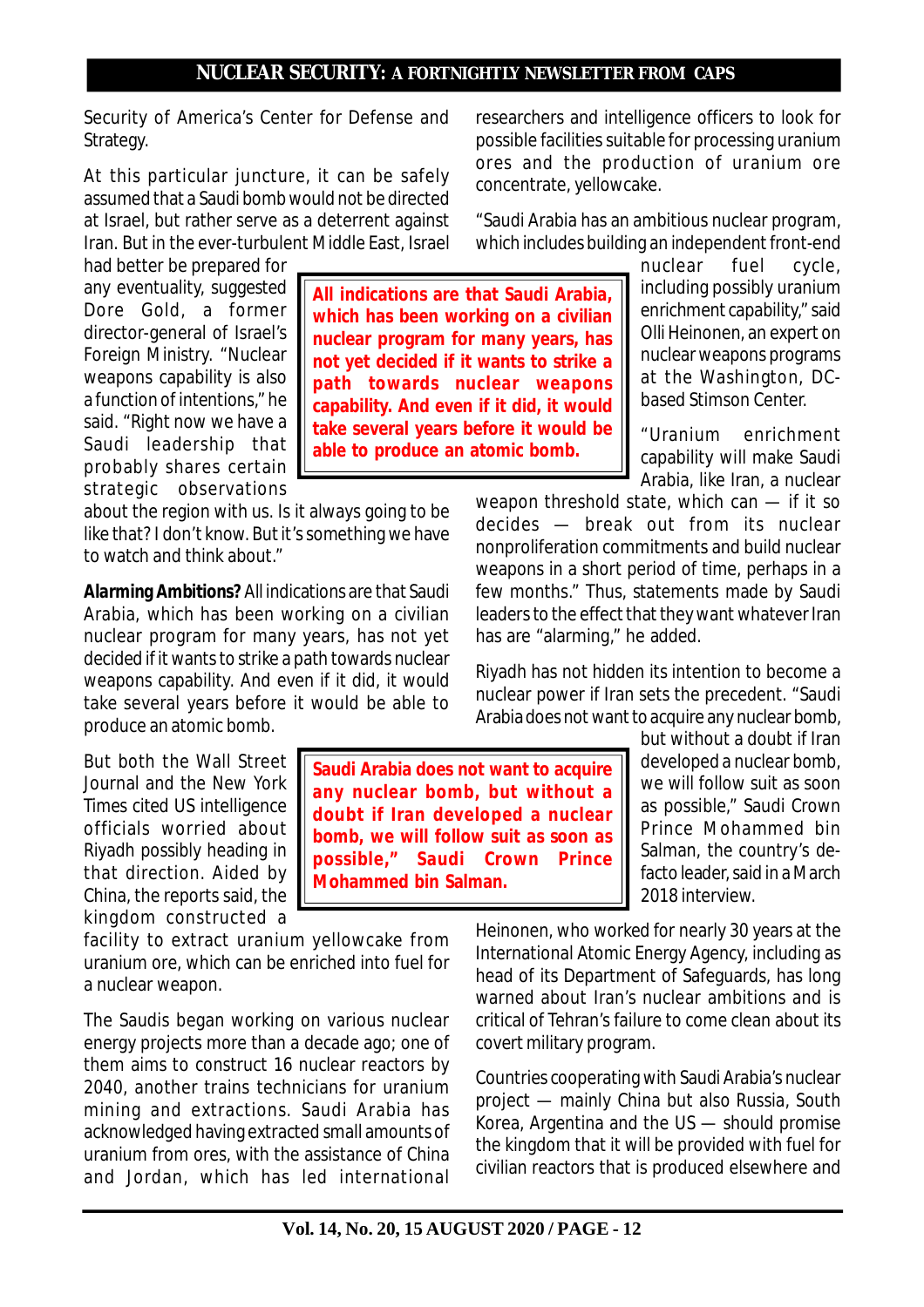Security of America's Center for Defense and Strategy.

At this particular juncture, it can be safely assumed that a Saudi bomb would not be directed at Israel, but rather serve as a deterrent against Iran. But in the ever-turbulent Middle East, Israel had better be prepared for any eventuality, suggested Dore Gold, a former director-general of Israel's Foreign Ministry. "Nuclear weapons capability is also a function of intentions," he said. "Right now we have a Saudi leadership that probably shares certain strategic observations about the region with us. Is it always going to be like that? I don't know. But it's something we have to watch and think about."

> **All indications are that Saudi Arabia, which has been working on a civilian nuclear program for many years, has not yet decided if it wants to strike a path towards nuclear weapons capability. And even if it did, it would take several years before it would be able to produce an atomic bomb.**

**Alarming Ambitions?** All indications are that Saudi Arabia, which has been working on a civilian nuclear program for many years, has not yet decided if it wants to strike a path towards nuclear weapons capability. And even if it did, it would take several years before it would be able to produce an atomic bomb.

But both the Wall Street Journal and the New York Times cited US intelligence officials worried about Riyadh possibly heading in that direction. Aided by China, the reports said, the kingdom constructed a facility to extract uranium yellowcake from uranium ore, which can be enriched into fuel for a nuclear weapon.

The Saudis began working on various nuclear energy projects more than a decade ago; one of them aims to construct 16 nuclear reactors by 2040, another trains technicians for uranium mining and extractions. Saudi Arabia has acknowledged having extracted small amounts of uranium from ores, with the assistance of China and Jordan, which has led international researchers and intelligence officers to look for possible facilities suitable for processing uranium ores and the production of uranium ore concentrate, yellowcake.

"Saudi Arabia has an ambitious nuclear program, which includes building an independent front-end nuclear fuel cycle, including possibly uranium enrichment capability," said Olli Heinonen, an expert on nuclear weapons programs at the Washington, DC-based Stimson Center.

"Uranium enrichment capability will make Saudi Arabia, like Iran, a nuclear weapon threshold state, which can — if it so decides — break out from its nuclear nonproliferation commitments and build nuclear weapons in a short period of time, perhaps in a few months." Thus, statements made by Saudi leaders to the effect that they want whatever Iran has are "alarming," he added.

Riyadh has not hidden its intention to become a nuclear power if Iran sets the precedent. "Saudi Arabia does not want to acquire any nuclear bomb, but without a doubt if Iran developed a nuclear bomb, we will follow suit as soon as possible," Saudi Crown Prince Mohammed bin Salman, the country's de-facto leader, said in a March 2018 interview.

> **Saudi Arabia does not want to acquire any nuclear bomb, but without a doubt if Iran developed a nuclear bomb, we will follow suit as soon as possible," Saudi Crown Prince Mohammed bin Salman.**

Heinonen, who worked for nearly 30 years at the International Atomic Energy Agency, including as head of its Department of Safeguards, has long warned about Iran's nuclear ambitions and is critical of Tehran's failure to come clean about its covert military program.

Countries cooperating with Saudi Arabia's nuclear project — mainly China but also Russia, South Korea, Argentina and the US — should promise the kingdom that it will be provided with fuel for civilian reactors that is produced elsewhere and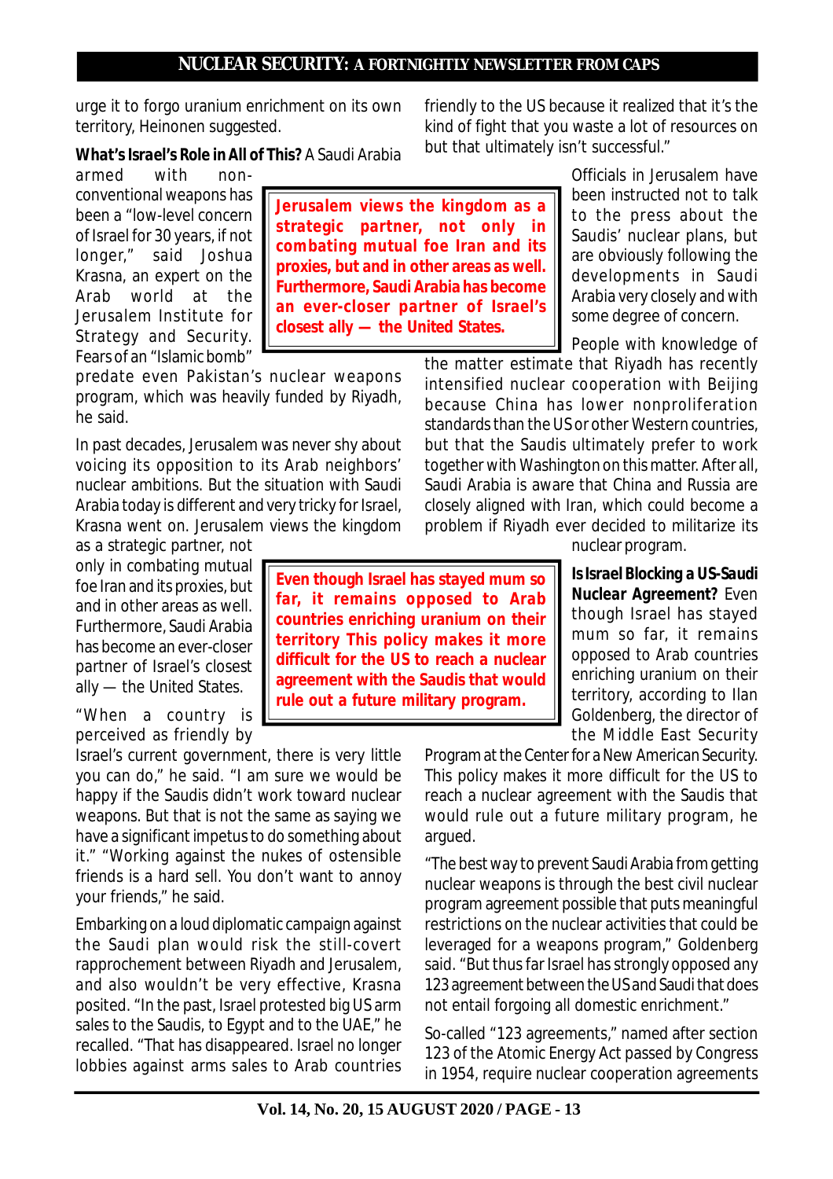urge it to forgo uranium enrichment on its own territory, Heinonen suggested.

**What's Israel's Role in All of This?** A Saudi Arabia armed with non-conventional weapons has been a "low-level concern of Israel for 30 years, if not longer," said Joshua Krasna, an expert on the Arab world at the Jerusalem Institute for Strategy and Security. Fears of an "Islamic bomb" predate even Pakistan's nuclear weapons program, which was heavily funded by Riyadh, he said.

> **Jerusalem views the kingdom as a strategic partner, not only in combating mutual foe Iran and its proxies, but and in other areas as well. Furthermore, Saudi Arabia has become an ever-closer partner of Israel's closest ally — the United States.**

In past decades, Jerusalem was never shy about voicing its opposition to its Arab neighbors' nuclear ambitions. But the situation with Saudi Arabia today is different and very tricky for Israel, Krasna went on. Jerusalem views the kingdom as a strategic partner, not only in combating mutual foe Iran and its proxies, but and in other areas as well. Furthermore, Saudi Arabia has become an ever-closer partner of Israel's closest ally — the United States.

"When a country is perceived as friendly by Israel's current government, there is very little you can do," he said. "I am sure we would be happy if the Saudis didn't work toward nuclear weapons. But that is not the same as saying we have a significant impetus to do something about it." "Working against the nukes of ostensible friends is a hard sell. You don't want to annoy your friends," he said.

Embarking on a loud diplomatic campaign against the Saudi plan would risk the still-covert rapprochement between Riyadh and Jerusalem, and also wouldn't be very effective, Krasna posited. "In the past, Israel protested big US arm sales to the Saudis, to Egypt and to the UAE," he recalled. "That has disappeared. Israel no longer lobbies against arms sales to Arab countries friendly to the US because it realized that it's the kind of fight that you waste a lot of resources on but that ultimately isn't successful."

Officials in Jerusalem have been instructed not to talk to the press about the Saudis' nuclear plans, but are obviously following the developments in Saudi Arabia very closely and with some degree of concern.

People with knowledge of the matter estimate that Riyadh has recently intensified nuclear cooperation with Beijing because China has lower nonproliferation standards than the US or other Western countries, but that the Saudis ultimately prefer to work together with Washington on this matter. After all, Saudi Arabia is aware that China and Russia are closely aligned with Iran, which could become a problem if Riyadh ever decided to militarize its nuclear program.

> **Even though Israel has stayed mum so far, it remains opposed to Arab countries enriching uranium on their territory This policy makes it more difficult for the US to reach a nuclear agreement with the Saudis that would rule out a future military program.**

**Is Israel Blocking a US-Saudi Nuclear Agreement?** Even though Israel has stayed mum so far, it remains opposed to Arab countries enriching uranium on their territory, according to Ilan Goldenberg, the director of the Middle East Security Program at the Center for a New American Security. This policy makes it more difficult for the US to reach a nuclear agreement with the Saudis that would rule out a future military program, he argued.

"The best way to prevent Saudi Arabia from getting nuclear weapons is through the best civil nuclear program agreement possible that puts meaningful restrictions on the nuclear activities that could be leveraged for a weapons program," Goldenberg said. "But thus far Israel has strongly opposed any 123 agreement between the US and Saudi that does not entail forgoing all domestic enrichment."

So-called "123 agreements," named after section 123 of the Atomic Energy Act passed by Congress in 1954, require nuclear cooperation agreements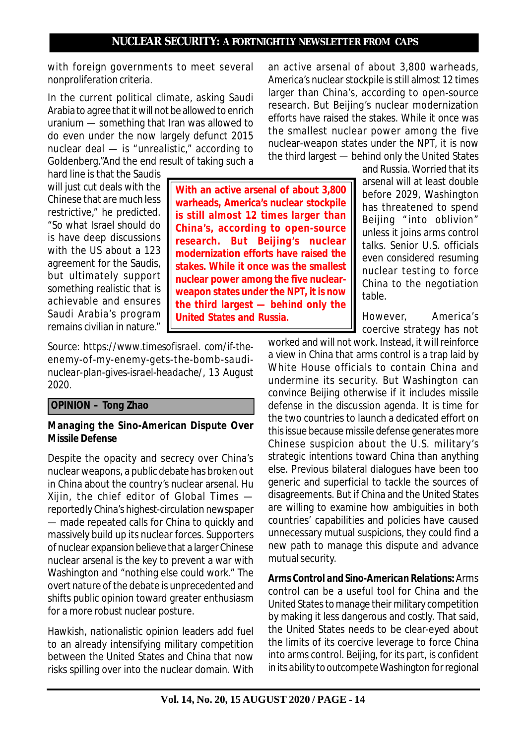with foreign governments to meet several nonproliferation criteria.

In the current political climate, asking Saudi Arabia to agree that it will not be allowed to enrich uranium — something that Iran was allowed to do even under the now largely defunct 2015 nuclear deal — is "unrealistic," according to Goldenberg."And the end result of taking such a hard line is that the Saudis will just cut deals with the Chinese that are much less restrictive," he predicted. "So what Israel should do is have deep discussions with the US about a 123 agreement for the Saudis, but ultimately support something realistic that is achievable and ensures Saudi Arabia's program remains civilian in nature."

Source: https://www.timesofisrael. com/if-the-enemy-of-my-enemy-gets-the-bomb-saudi-nuclear-plan-gives-israel-headache/, 13 August 2020.

## OPINION – Tong Zhao

### Managing the Sino-American Dispute Over Missile Defense

Despite the opacity and secrecy over China's nuclear weapons, a public debate has broken out in China about the country's nuclear arsenal. Hu Xijin, the chief editor of Global Times — reportedly China's highest-circulation newspaper — made repeated calls for China to quickly and massively build up its nuclear forces. Supporters of nuclear expansion believe that a larger Chinese nuclear arsenal is the key to prevent a war with Washington and "nothing else could work." The overt nature of the debate is unprecedented and shifts public opinion toward greater enthusiasm for a more robust nuclear posture.

Hawkish, nationalistic opinion leaders add fuel to an already intensifying military competition between the United States and China that now risks spilling over into the nuclear domain. With an active arsenal of about 3,800 warheads, America's nuclear stockpile is still almost 12 times larger than China's, according to open-source research. But Beijing's nuclear modernization efforts have raised the stakes. While it once was the smallest nuclear power among the five nuclear-weapon states under the NPT, it is now the third largest — behind only the United States and Russia. Worried that its arsenal will at least double before 2029, Washington has threatened to spend Beijing "into oblivion" unless it joins arms control talks. Senior U.S. officials even considered resuming nuclear testing to force China to the negotiation table.

> **With an active arsenal of about 3,800 warheads, America's nuclear stockpile is still almost 12 times larger than China's, according to open-source research. But Beijing's nuclear modernization efforts have raised the stakes. While it once was the smallest nuclear power among the five nuclear-weapon states under the NPT, it is now the third largest — behind only the United States and Russia.**

However, America's coercive strategy has not worked and will not work. Instead, it will reinforce a view in China that arms control is a trap laid by White House officials to contain China and undermine its security. But Washington can convince Beijing otherwise if it includes missile defense in the discussion agenda. It is time for the two countries to launch a dedicated effort on this issue because missile defense generates more Chinese suspicion about the U.S. military's strategic intentions toward China than anything else. Previous bilateral dialogues have been too generic and superficial to tackle the sources of disagreements. But if China and the United States are willing to examine how ambiguities in both countries' capabilities and policies have caused unnecessary mutual suspicions, they could find a new path to manage this dispute and advance mutual security.

**Arms Control and Sino-American Relations:** Arms control can be a useful tool for China and the United States to manage their military competition by making it less dangerous and costly. That said, the United States needs to be clear-eyed about the limits of its coercive leverage to force China into arms control. Beijing, for its part, is confident in its ability to outcompete Washington for regional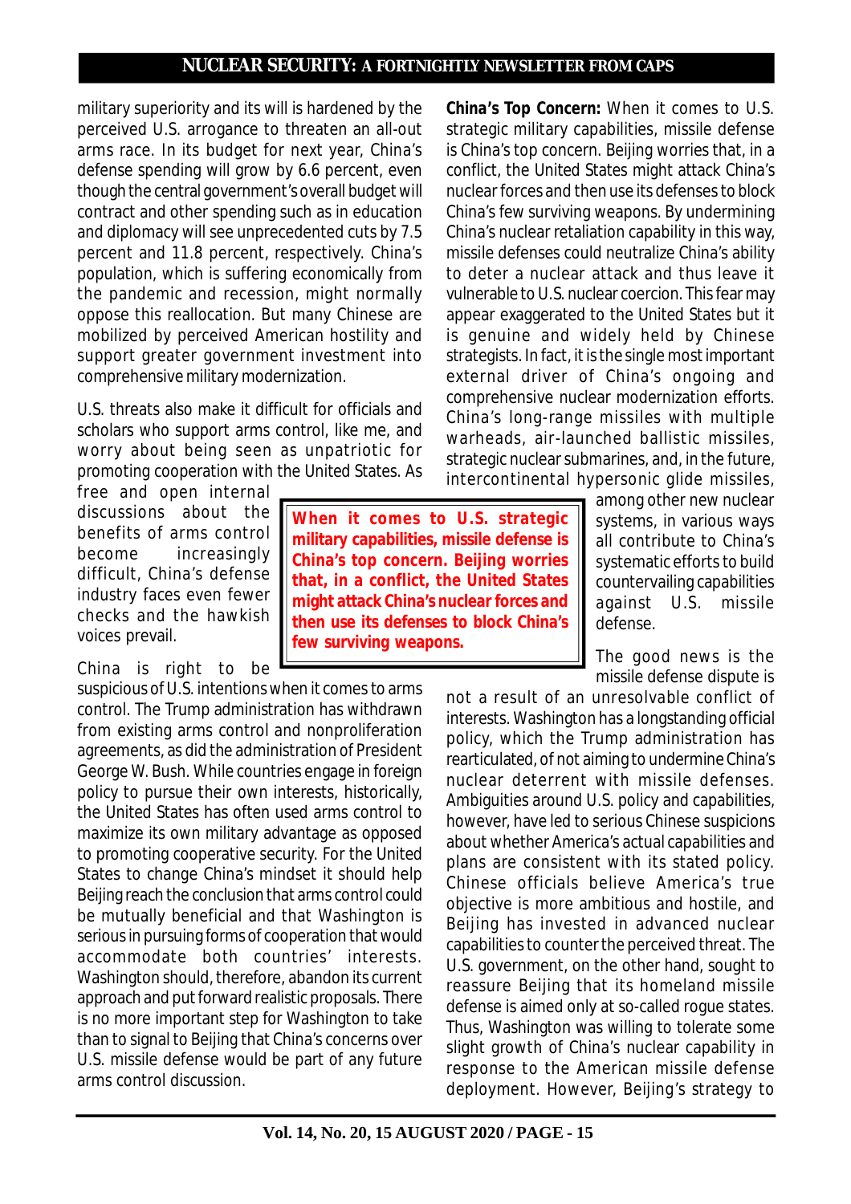military superiority and its will is hardened by the perceived U.S. arrogance to threaten an all-out arms race. In its budget for next year, China's defense spending will grow by 6.6 percent, even though the central government's overall budget will contract and other spending such as in education and diplomacy will see unprecedented cuts by 7.5 percent and 11.8 percent, respectively. China's population, which is suffering economically from the pandemic and recession, might normally oppose this reallocation. But many Chinese are mobilized by perceived American hostility and support greater government investment into comprehensive military modernization.

U.S. threats also make it difficult for officials and scholars who support arms control, like me, and worry about being seen as unpatriotic for promoting cooperation with the United States. As free and open internal discussions about the benefits of arms control become increasingly difficult, China's defense industry faces even fewer checks and the hawkish voices prevail.

China is right to be suspicious of U.S. intentions when it comes to arms control. The Trump administration has withdrawn from existing arms control and nonproliferation agreements, as did the administration of President George W. Bush. While countries engage in foreign policy to pursue their own interests, historically, the United States has often used arms control to maximize its own military advantage as opposed to promoting cooperative security. For the United States to change China's mindset it should help Beijing reach the conclusion that arms control could be mutually beneficial and that Washington is serious in pursuing forms of cooperation that would accommodate both countries' interests. Washington should, therefore, abandon its current approach and put forward realistic proposals. There is no more important step for Washington to take than to signal to Beijing that China's concerns over U.S. missile defense would be part of any future arms control discussion.

**China's Top Concern:** When it comes to U.S. strategic military capabilities, missile defense is China's top concern. Beijing worries that, in a conflict, the United States might attack China's nuclear forces and then use its defenses to block China's few surviving weapons. By undermining China's nuclear retaliation capability in this way, missile defenses could neutralize China's ability to deter a nuclear attack and thus leave it vulnerable to U.S. nuclear coercion. This fear may appear exaggerated to the United States but it is genuine and widely held by Chinese strategists. In fact, it is the single most important external driver of China's ongoing and comprehensive nuclear modernization efforts. China's long-range missiles with multiple warheads, air-launched ballistic missiles, strategic nuclear submarines, and, in the future, intercontinental hypersonic glide missiles, among other new nuclear systems, in various ways all contribute to China's systematic efforts to build countervailing capabilities against U.S. missile defense.

> **When it comes to U.S. strategic military capabilities, missile defense is China's top concern. Beijing worries that, in a conflict, the United States might attack China's nuclear forces and then use its defenses to block China's few surviving weapons.**

The good news is the missile defense dispute is not a result of an unresolvable conflict of interests. Washington has a longstanding official policy, which the Trump administration has rearticulated, of not aiming to undermine China's nuclear deterrent with missile defenses. Ambiguities around U.S. policy and capabilities, however, have led to serious Chinese suspicions about whether America's actual capabilities and plans are consistent with its stated policy. Chinese officials believe America's true objective is more ambitious and hostile, and Beijing has invested in advanced nuclear capabilities to counter the perceived threat. The U.S. government, on the other hand, sought to reassure Beijing that its homeland missile defense is aimed only at so-called rogue states. Thus, Washington was willing to tolerate some slight growth of China's nuclear capability in response to the American missile defense deployment. However, Beijing's strategy to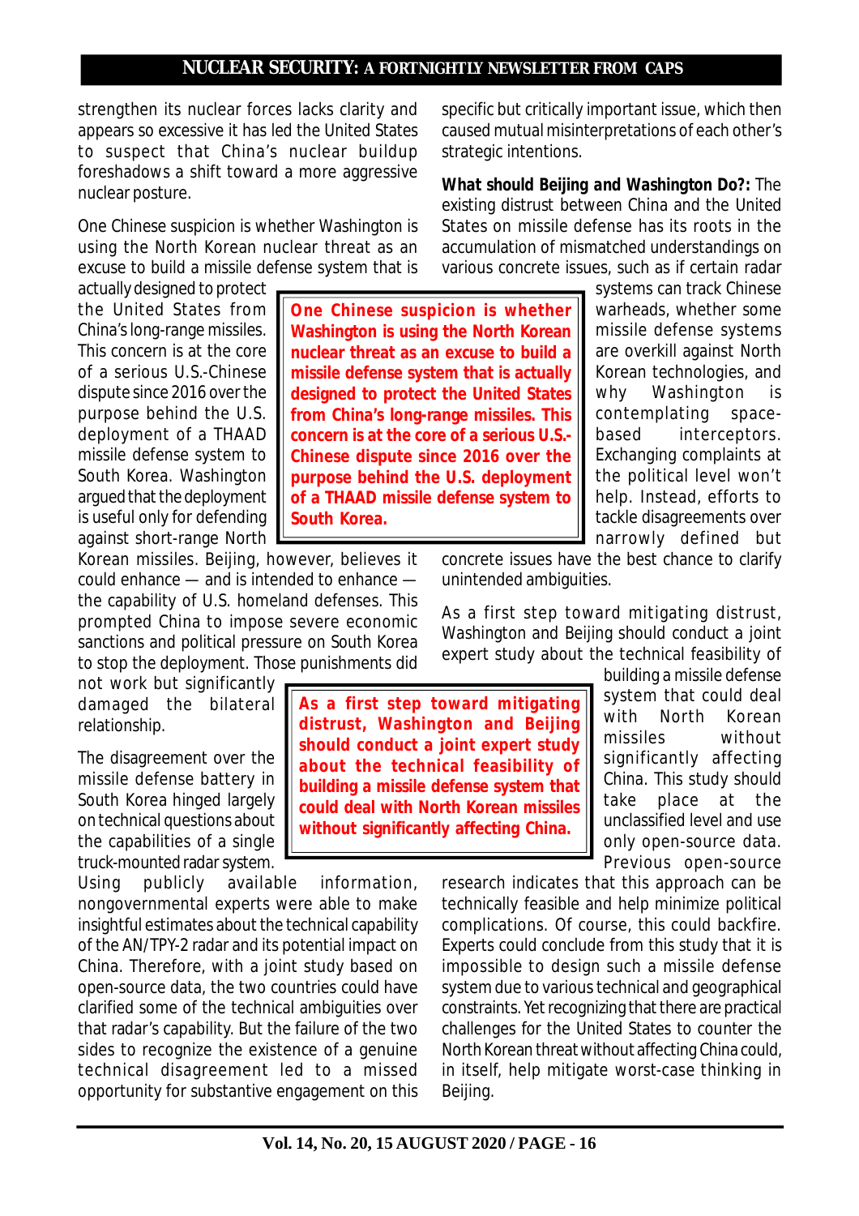strengthen its nuclear forces lacks clarity and appears so excessive it has led the United States to suspect that China's nuclear buildup foreshadows a shift toward a more aggressive nuclear posture.

One Chinese suspicion is whether Washington is using the North Korean nuclear threat as an excuse to build a missile defense system that is actually designed to protect the United States from China's long-range missiles. This concern is at the core of a serious U.S.-Chinese dispute since 2016 over the purpose behind the U.S. deployment of a THAAD missile defense system to South Korea. Washington argued that the deployment is useful only for defending against short-range North Korean missiles. Beijing, however, believes it could enhance — and is intended to enhance — the capability of U.S. homeland defenses. This prompted China to impose severe economic sanctions and political pressure on South Korea to stop the deployment. Those punishments did not work but significantly damaged the bilateral relationship.

> **One Chinese suspicion is whether Washington is using the North Korean nuclear threat as an excuse to build a missile defense system that is actually designed to protect the United States from China's long-range missiles. This concern is at the core of a serious U.S.-Chinese dispute since 2016 over the purpose behind the U.S. deployment of a THAAD missile defense system to South Korea.**

The disagreement over the missile defense battery in South Korea hinged largely on technical questions about the capabilities of a single truck-mounted radar system. Using publicly available information, nongovernmental experts were able to make insightful estimates about the technical capability of the AN/TPY-2 radar and its potential impact on China. Therefore, with a joint study based on open-source data, the two countries could have clarified some of the technical ambiguities over that radar's capability. But the failure of the two sides to recognize the existence of a genuine technical disagreement led to a missed opportunity for substantive engagement on this specific but critically important issue, which then caused mutual misinterpretations of each other's strategic intentions.

**What should Beijing and Washington Do?:** The existing distrust between China and the United States on missile defense has its roots in the accumulation of mismatched understandings on various concrete issues, such as if certain radar systems can track Chinese warheads, whether some missile defense systems are overkill against North Korean technologies, and why Washington is contemplating space-based interceptors. Exchanging complaints at the political level won't help. Instead, efforts to tackle disagreements over narrowly defined but concrete issues have the best chance to clarify unintended ambiguities.

As a first step toward mitigating distrust, Washington and Beijing should conduct a joint expert study about the technical feasibility of building a missile defense system that could deal with North Korean missiles without significantly affecting China. This study should take place at the unclassified level and use only open-source data. Previous open-source research indicates that this approach can be technically feasible and help minimize political complications. Of course, this could backfire. Experts could conclude from this study that it is impossible to design such a missile defense system due to various technical and geographical constraints. Yet recognizing that there are practical challenges for the United States to counter the North Korean threat without affecting China could, in itself, help mitigate worst-case thinking in Beijing.

> **As a first step toward mitigating distrust, Washington and Beijing should conduct a joint expert study about the technical feasibility of building a missile defense system that could deal with North Korean missiles without significantly affecting China.**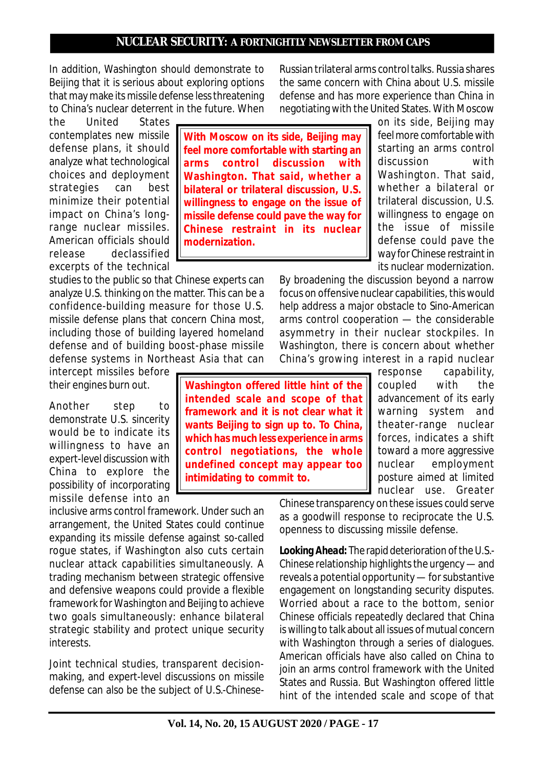In addition, Washington should demonstrate to Beijing that it is serious about exploring options that may make its missile defense less threatening to China's nuclear deterrent in the future. When the United States contemplates new missile defense plans, it should analyze what technological choices and deployment strategies can best minimize their potential impact on China's long-range nuclear missiles. American officials should release declassified excerpts of the technical studies to the public so that Chinese experts can analyze U.S. thinking on the matter. This can be a confidence-building measure for those U.S. missile defense plans that concern China most, including those of building layered homeland defense and of building boost-phase missile defense systems in Northeast Asia that can intercept missiles before their engines burn out.

> **With Moscow on its side, Beijing may feel more comfortable with starting an arms control discussion with Washington. That said, whether a bilateral or trilateral discussion, U.S. willingness to engage on the issue of missile defense could pave the way for Chinese restraint in its nuclear modernization.**

Another step to demonstrate U.S. sincerity would be to indicate its willingness to have an expert-level discussion with China to explore the possibility of incorporating missile defense into an inclusive arms control framework. Under such an arrangement, the United States could continue expanding its missile defense against so-called rogue states, if Washington also cuts certain nuclear attack capabilities simultaneously. A trading mechanism between strategic offensive and defensive weapons could provide a flexible framework for Washington and Beijing to achieve two goals simultaneously: enhance bilateral strategic stability and protect unique security interests.

Joint technical studies, transparent decision-making, and expert-level discussions on missile defense can also be the subject of U.S.-Chinese-Russian trilateral arms control talks. Russia shares the same concern with China about U.S. missile defense and has more experience than China in negotiating with the United States. With Moscow on its side, Beijing may feel more comfortable with starting an arms control discussion with Washington. That said, whether a bilateral or trilateral discussion, U.S. willingness to engage on the issue of missile defense could pave the way for Chinese restraint in its nuclear modernization.

> **Washington offered little hint of the intended scale and scope of that framework and it is not clear what it wants Beijing to sign up to. To China, which has much less experience in arms control negotiations, the whole undefined concept may appear too intimidating to commit to.**

By broadening the discussion beyond a narrow focus on offensive nuclear capabilities, this would help address a major obstacle to Sino-American arms control cooperation — the considerable asymmetry in their nuclear stockpiles. In Washington, there is concern about whether China's growing interest in a rapid nuclear response capability, coupled with the advancement of its early warning system and theater-range nuclear forces, indicates a shift toward a more aggressive nuclear employment posture aimed at limited nuclear use. Greater Chinese transparency on these issues could serve as a goodwill response to reciprocate the U.S. openness to discussing missile defense.

***Looking Ahead:*** The rapid deterioration of the U.S.-Chinese relationship highlights the urgency — and reveals a potential opportunity — for substantive engagement on longstanding security disputes. Worried about a race to the bottom, senior Chinese officials repeatedly declared that China is willing to talk about all issues of mutual concern with Washington through a series of dialogues. American officials have also called on China to join an arms control framework with the United States and Russia. But Washington offered little hint of the intended scale and scope of that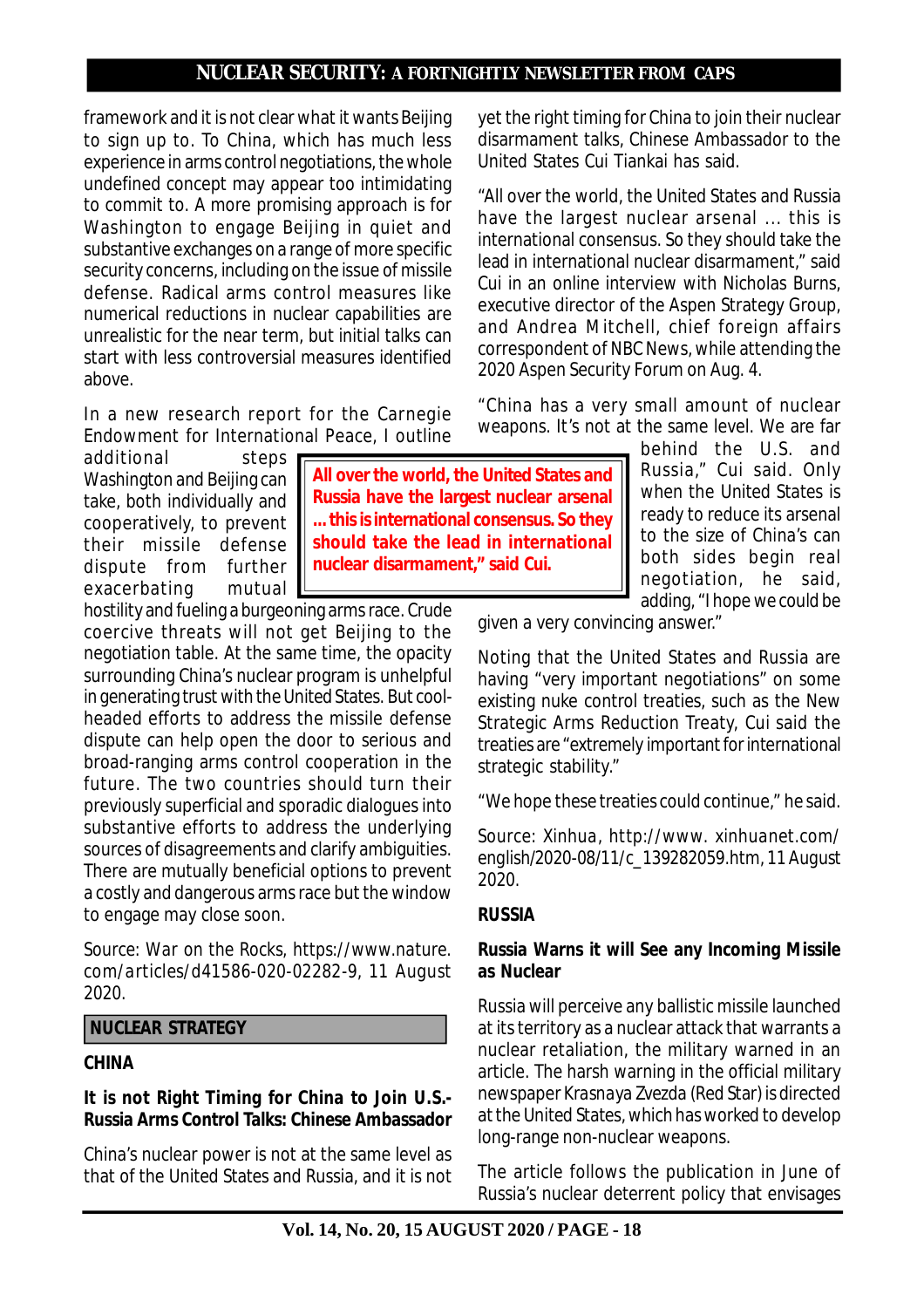framework and it is not clear what it wants Beijing to sign up to. To China, which has much less experience in arms control negotiations, the whole undefined concept may appear too intimidating to commit to. A more promising approach is for Washington to engage Beijing in quiet and substantive exchanges on a range of more specific security concerns, including on the issue of missile defense. Radical arms control measures like numerical reductions in nuclear capabilities are unrealistic for the near term, but initial talks can start with less controversial measures identified above.

In a new research report for the Carnegie Endowment for International Peace, I outline additional steps Washington and Beijing can take, both individually and cooperatively, to prevent their missile defense dispute from further exacerbating mutual hostility and fueling a burgeoning arms race. Crude coercive threats will not get Beijing to the negotiation table. At the same time, the opacity surrounding China's nuclear program is unhelpful in generating trust with the United States. But cool-headed efforts to address the missile defense dispute can help open the door to serious and broad-ranging arms control cooperation in the future. The two countries should turn their previously superficial and sporadic dialogues into substantive efforts to address the underlying sources of disagreements and clarify ambiguities. There are mutually beneficial options to prevent a costly and dangerous arms race but the window to engage may close soon.

Source: War on the Rocks, https://www.nature.com/articles/d41586-020-02282-9, 11 August 2020.

## NUCLEAR STRATEGY

### CHINA

### It is not Right Timing for China to Join U.S.-Russia Arms Control Talks: Chinese Ambassador

China's nuclear power is not at the same level as that of the United States and Russia, and it is not yet the right timing for China to join their nuclear disarmament talks, Chinese Ambassador to the United States Cui Tiankai has said.

"All over the world, the United States and Russia have the largest nuclear arsenal ... this is international consensus. So they should take the lead in international nuclear disarmament," said Cui in an online interview with Nicholas Burns, executive director of the Aspen Strategy Group, and Andrea Mitchell, chief foreign affairs correspondent of NBC News, while attending the 2020 Aspen Security Forum on Aug. 4.

**All over the world, the United States and Russia have the largest nuclear arsenal ... this is international consensus. So they should take the lead in international nuclear disarmament," said Cui.**

"China has a very small amount of nuclear weapons. It's not at the same level. We are far behind the U.S. and Russia," Cui said. Only when the United States is ready to reduce its arsenal to the size of China's can both sides begin real negotiation, he said, adding, "I hope we could be given a very convincing answer."

Noting that the United States and Russia are having "very important negotiations" on some existing nuke control treaties, such as the New Strategic Arms Reduction Treaty, Cui said the treaties are "extremely important for international strategic stability."

"We hope these treaties could continue," he said.

Source: Xinhua, http://www.xinhuanet.com/english/2020-08/11/c_139282059.htm, 11 August 2020.

### RUSSIA

### Russia Warns it will See any Incoming Missile as Nuclear

Russia will perceive any ballistic missile launched at its territory as a nuclear attack that warrants a nuclear retaliation, the military warned in an article. The harsh warning in the official military newspaper Krasnaya Zvezda (Red Star) is directed at the United States, which has worked to develop long-range non-nuclear weapons.

The article follows the publication in June of Russia's nuclear deterrent policy that envisages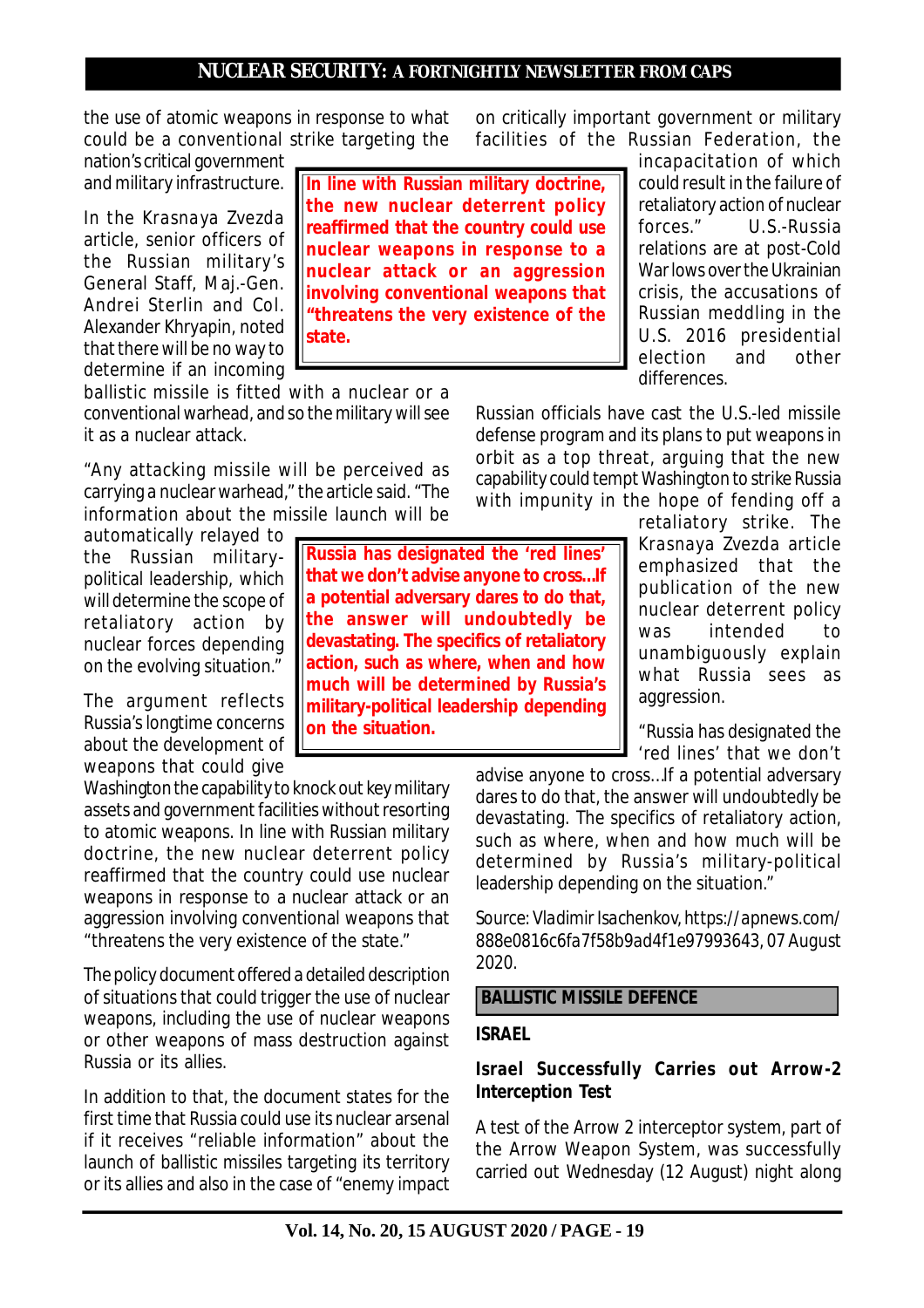the use of atomic weapons in response to what could be a conventional strike targeting the nation's critical government and military infrastructure.

In the Krasnaya Zvezda article, senior officers of the Russian military's General Staff, Maj.-Gen. Andrei Sterlin and Col. Alexander Khryapin, noted that there will be no way to determine if an incoming ballistic missile is fitted with a nuclear or a conventional warhead, and so the military will see it as a nuclear attack.

**In line with Russian military doctrine, the new nuclear deterrent policy reaffirmed that the country could use nuclear weapons in response to a nuclear attack or an aggression involving conventional weapons that "threatens the very existence of the state.**

"Any attacking missile will be perceived as carrying a nuclear warhead," the article said. "The information about the missile launch will be automatically relayed to the Russian military-political leadership, which will determine the scope of retaliatory action by nuclear forces depending on the evolving situation."

**Russia has designated the 'red lines' that we don't advise anyone to cross...If a potential adversary dares to do that, the answer will undoubtedly be devastating. The specifics of retaliatory action, such as where, when and how much will be determined by Russia's military-political leadership depending on the situation.**

The argument reflects Russia's longtime concerns about the development of weapons that could give Washington the capability to knock out key military assets and government facilities without resorting to atomic weapons. In line with Russian military doctrine, the new nuclear deterrent policy reaffirmed that the country could use nuclear weapons in response to a nuclear attack or an aggression involving conventional weapons that "threatens the very existence of the state."

The policy document offered a detailed description of situations that could trigger the use of nuclear weapons, including the use of nuclear weapons or other weapons of mass destruction against Russia or its allies.

In addition to that, the document states for the first time that Russia could use its nuclear arsenal if it receives "reliable information" about the launch of ballistic missiles targeting its territory or its allies and also in the case of "enemy impact on critically important government or military facilities of the Russian Federation, the incapacitation of which could result in the failure of retaliatory action of nuclear forces." U.S.-Russia relations are at post-Cold War lows over the Ukrainian crisis, the accusations of Russian meddling in the U.S. 2016 presidential election and other differences.

Russian officials have cast the U.S.-led missile defense program and its plans to put weapons in orbit as a top threat, arguing that the new capability could tempt Washington to strike Russia with impunity in the hope of fending off a retaliatory strike. The Krasnaya Zvezda article emphasized that the publication of the new nuclear deterrent policy was intended to unambiguously explain what Russia sees as aggression.

"Russia has designated the 'red lines' that we don't advise anyone to cross...If a potential adversary dares to do that, the answer will undoubtedly be devastating. The specifics of retaliatory action, such as where, when and how much will be determined by Russia's military-political leadership depending on the situation."

Source: Vladimir Isachenkov, https://apnews.com/888e0816c6fa7f58b9ad4f1e97993643, 07 August 2020.

## BALLISTIC MISSILE DEFENCE

### ISRAEL

### Israel Successfully Carries out Arrow-2 Interception Test

A test of the Arrow 2 interceptor system, part of the Arrow Weapon System, was successfully carried out Wednesday (12 August) night along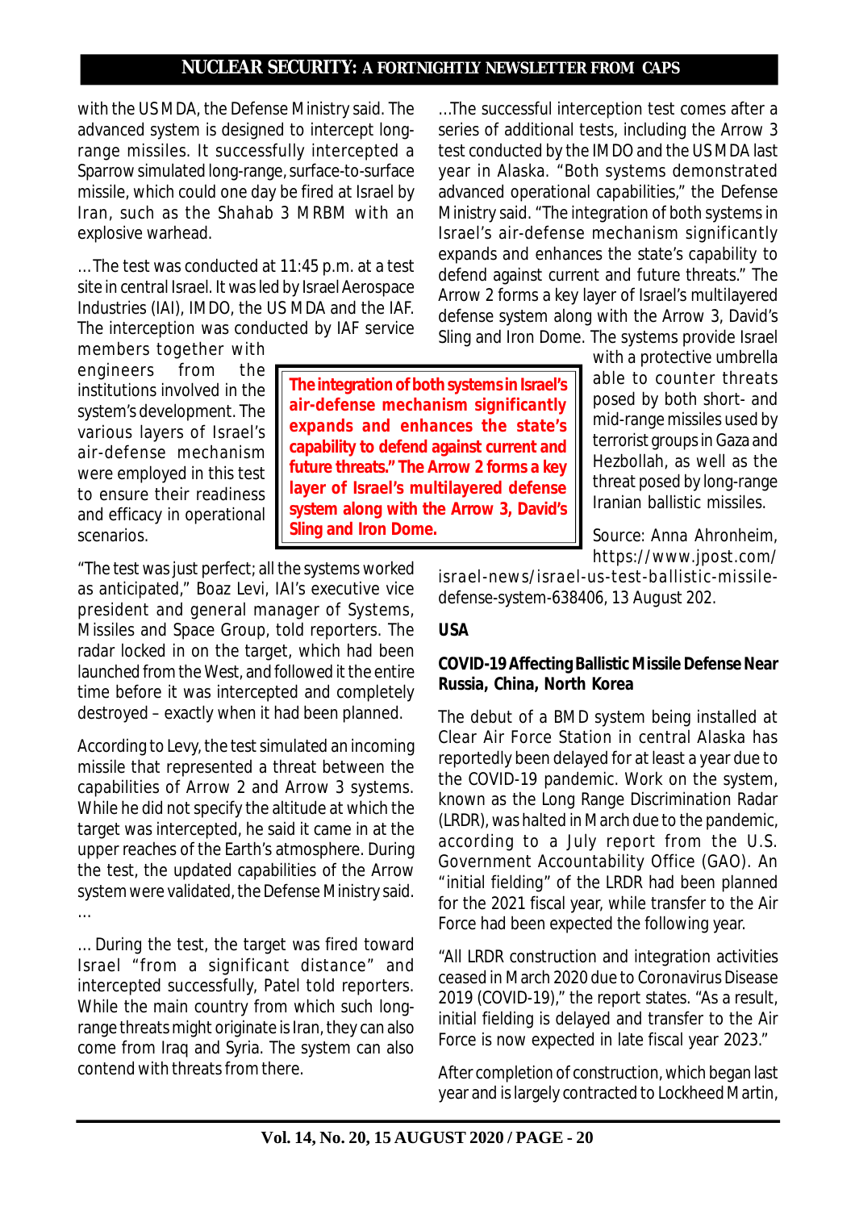with the US MDA, the Defense Ministry said. The advanced system is designed to intercept long-range missiles. It successfully intercepted a Sparrow simulated long-range, surface-to-surface missile, which could one day be fired at Israel by Iran, such as the Shahab 3 MRBM with an explosive warhead.

…The test was conducted at 11:45 p.m. at a test site in central Israel. It was led by Israel Aerospace Industries (IAI), IMDO, the US MDA and the IAF. The interception was conducted by IAF service members together with engineers from the institutions involved in the system's development. The various layers of Israel's air-defense mechanism were employed in this test to ensure their readiness and efficacy in operational scenarios.

> **The integration of both systems in Israel's air-defense mechanism significantly expands and enhances the state's capability to defend against current and future threats." The Arrow 2 forms a key layer of Israel's multilayered defense system along with the Arrow 3, David's Sling and Iron Dome.**

"The test was just perfect; all the systems worked as anticipated," Boaz Levi, IAI's executive vice president and general manager of Systems, Missiles and Space Group, told reporters. The radar locked in on the target, which had been launched from the West, and followed it the entire time before it was intercepted and completely destroyed – exactly when it had been planned.

According to Levy, the test simulated an incoming missile that represented a threat between the capabilities of Arrow 2 and Arrow 3 systems. While he did not specify the altitude at which the target was intercepted, he said it came in at the upper reaches of the Earth's atmosphere. During the test, the updated capabilities of the Arrow system were validated, the Defense Ministry said. …

… During the test, the target was fired toward Israel "from a significant distance" and intercepted successfully, Patel told reporters. While the main country from which such long-range threats might originate is Iran, they can also come from Iraq and Syria. The system can also contend with threats from there.

…The successful interception test comes after a series of additional tests, including the Arrow 3 test conducted by the IMDO and the US MDA last year in Alaska. "Both systems demonstrated advanced operational capabilities," the Defense Ministry said. "The integration of both systems in Israel's air-defense mechanism significantly expands and enhances the state's capability to defend against current and future threats." The Arrow 2 forms a key layer of Israel's multilayered defense system along with the Arrow 3, David's Sling and Iron Dome. The systems provide Israel with a protective umbrella able to counter threats posed by both short- and mid-range missiles used by terrorist groups in Gaza and Hezbollah, as well as the threat posed by long-range Iranian ballistic missiles.

Source: Anna Ahronheim, https://www.jpost.com/israel-news/israel-us-test-ballistic-missile-defense-system-638406, 13 August 202.

## USA

### COVID-19 Affecting Ballistic Missile Defense Near Russia, China, North Korea

The debut of a BMD system being installed at Clear Air Force Station in central Alaska has reportedly been delayed for at least a year due to the COVID-19 pandemic. Work on the system, known as the Long Range Discrimination Radar (LRDR), was halted in March due to the pandemic, according to a July report from the U.S. Government Accountability Office (GAO). An "initial fielding" of the LRDR had been planned for the 2021 fiscal year, while transfer to the Air Force had been expected the following year.

"All LRDR construction and integration activities ceased in March 2020 due to Coronavirus Disease 2019 (COVID-19)," the report states. "As a result, initial fielding is delayed and transfer to the Air Force is now expected in late fiscal year 2023."

After completion of construction, which began last year and is largely contracted to Lockheed Martin,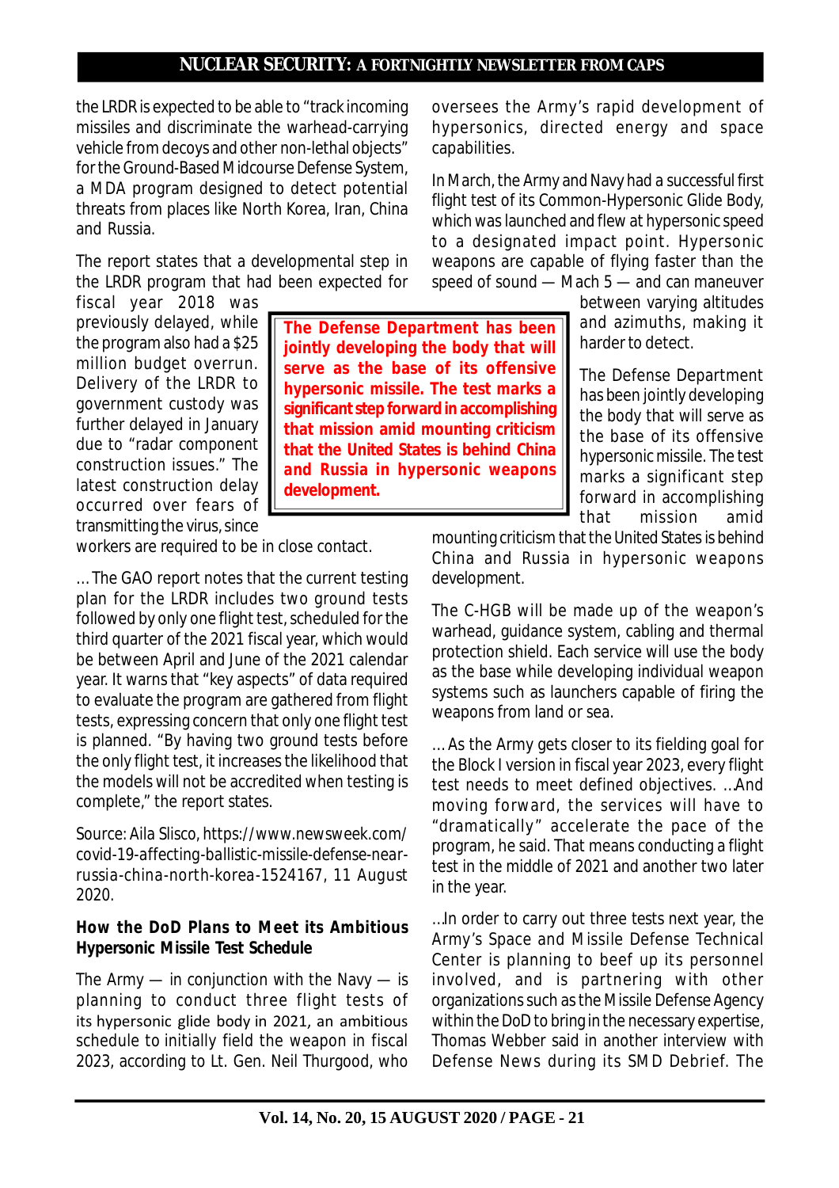the LRDR is expected to be able to "track incoming missiles and discriminate the warhead-carrying vehicle from decoys and other non-lethal objects" for the Ground-Based Midcourse Defense System, a MDA program designed to detect potential threats from places like North Korea, Iran, China and Russia.

The report states that a developmental step in the LRDR program that had been expected for fiscal year 2018 was previously delayed, while the program also had a $25 million budget overrun. Delivery of the LRDR to government custody was further delayed in January due to "radar component construction issues." The latest construction delay occurred over fears of transmitting the virus, since workers are required to be in close contact.

… The GAO report notes that the current testing plan for the LRDR includes two ground tests followed by only one flight test, scheduled for the third quarter of the 2021 fiscal year, which would be between April and June of the 2021 calendar year. It warns that "key aspects" of data required to evaluate the program are gathered from flight tests, expressing concern that only one flight test is planned. "By having two ground tests before the only flight test, it increases the likelihood that the models will not be accredited when testing is complete," the report states.

Source: Aila Slisco, https://www.newsweek.com/covid-19-affecting-ballistic-missile-defense-near-russia-china-north-korea-1524167, 11 August 2020.

**How the DoD Plans to Meet its Ambitious Hypersonic Missile Test Schedule**

The Army — in conjunction with the Navy — is planning to conduct three flight tests of its hypersonic glide body in 2021, an ambitious schedule to initially field the weapon in fiscal 2023, according to Lt. Gen. Neil Thurgood, who oversees the Army's rapid development of hypersonics, directed energy and space capabilities.

In March, the Army and Navy had a successful first flight test of its Common-Hypersonic Glide Body, which was launched and flew at hypersonic speed to a designated impact point. Hypersonic weapons are capable of flying faster than the speed of sound — Mach 5 — and can maneuver between varying altitudes and azimuths, making it harder to detect.

**The Defense Department has been jointly developing the body that will serve as the base of its offensive hypersonic missile. The test marks a significant step forward in accomplishing that mission amid mounting criticism that the United States is behind China and Russia in hypersonic weapons development.**

The Defense Department has been jointly developing the body that will serve as the base of its offensive hypersonic missile. The test marks a significant step forward in accomplishing that mission amid mounting criticism that the United States is behind China and Russia in hypersonic weapons development.

The C-HGB will be made up of the weapon's warhead, guidance system, cabling and thermal protection shield. Each service will use the body as the base while developing individual weapon systems such as launchers capable of firing the weapons from land or sea.

… As the Army gets closer to its fielding goal for the Block I version in fiscal year 2023, every flight test needs to meet defined objectives. …And moving forward, the services will have to "dramatically" accelerate the pace of the program, he said. That means conducting a flight test in the middle of 2021 and another two later in the year.

…In order to carry out three tests next year, the Army's Space and Missile Defense Technical Center is planning to beef up its personnel involved, and is partnering with other organizations such as the Missile Defense Agency within the DoD to bring in the necessary expertise, Thomas Webber said in another interview with Defense News during its SMD Debrief. The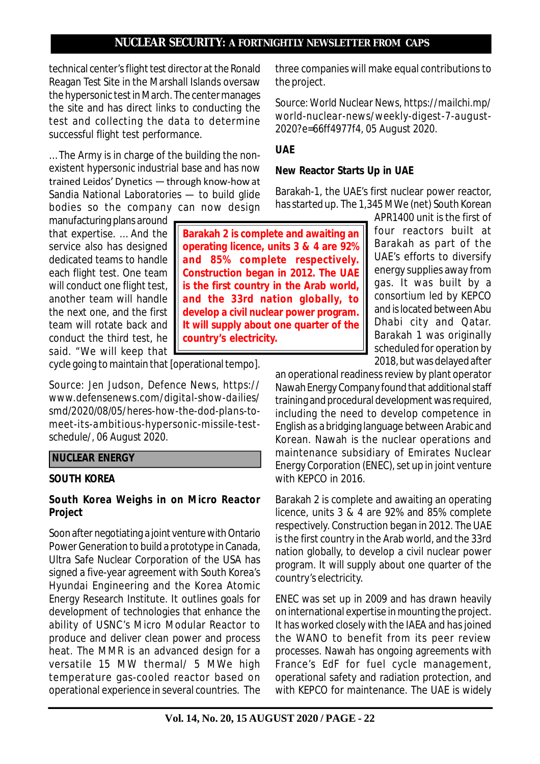technical center's flight test director at the Ronald Reagan Test Site in the Marshall Islands oversaw the hypersonic test in March. The center manages the site and has direct links to conducting the test and collecting the data to determine successful flight test performance.

... The Army is in charge of the building the non-existent hypersonic industrial base and has now trained Leidos' Dynetics — through know-how at Sandia National Laboratories — to build glide bodies so the company can now design manufacturing plans around that expertise. ... And the service also has designed dedicated teams to handle each flight test. One team will conduct one flight test, another team will handle the next one, and the first team will rotate back and conduct the third test, he said. "We will keep that cycle going to maintain that [operational tempo].

Source: Jen Judson, Defence News, https://www.defensenews.com/digital-show-dailies/smd/2020/08/05/heres-how-the-dod-plans-to-meet-its-ambitious-hypersonic-missile-test-schedule/, 06 August 2020.

## NUCLEAR ENERGY

### SOUTH KOREA

#### South Korea Weighs in on Micro Reactor Project

Soon after negotiating a joint venture with Ontario Power Generation to build a prototype in Canada, Ultra Safe Nuclear Corporation of the USA has signed a five-year agreement with South Korea's Hyundai Engineering and the Korea Atomic Energy Research Institute. It outlines goals for development of technologies that enhance the ability of USNC's Micro Modular Reactor to produce and deliver clean power and process heat. The MMR is an advanced design for a versatile 15 MW thermal/ 5 MWe high temperature gas-cooled reactor based on operational experience in several countries. The three companies will make equal contributions to the project.

Source: World Nuclear News, https://mailchi.mp/world-nuclear-news/weekly-digest-7-august-2020?e=66ff4977f4, 05 August 2020.

### UAE

#### New Reactor Starts Up in UAE

Barakah-1, the UAE's first nuclear power reactor, has started up. The 1,345 MWe (net) South Korean APR1400 unit is the first of four reactors built at Barakah as part of the UAE's efforts to diversify energy supplies away from gas. It was built by a consortium led by KEPCO and is located between Abu Dhabi city and Qatar. Barakah 1 was originally scheduled for operation by 2018, but was delayed after an operational readiness review by plant operator Nawah Energy Company found that additional staff training and procedural development was required, including the need to develop competence in English as a bridging language between Arabic and Korean. Nawah is the nuclear operations and maintenance subsidiary of Emirates Nuclear Energy Corporation (ENEC), set up in joint venture with KEPCO in 2016.

> **Barakah 2 is complete and awaiting an operating licence, units 3 & 4 are 92% and 85% complete respectively. Construction began in 2012. The UAE is the first country in the Arab world, and the 33rd nation globally, to develop a civil nuclear power program. It will supply about one quarter of the country's electricity.**

Barakah 2 is complete and awaiting an operating licence, units 3 & 4 are 92% and 85% complete respectively. Construction began in 2012. The UAE is the first country in the Arab world, and the 33rd nation globally, to develop a civil nuclear power program. It will supply about one quarter of the country's electricity.

ENEC was set up in 2009 and has drawn heavily on international expertise in mounting the project. It has worked closely with the IAEA and has joined the WANO to benefit from its peer review processes. Nawah has ongoing agreements with France's EdF for fuel cycle management, operational safety and radiation protection, and with KEPCO for maintenance. The UAE is widely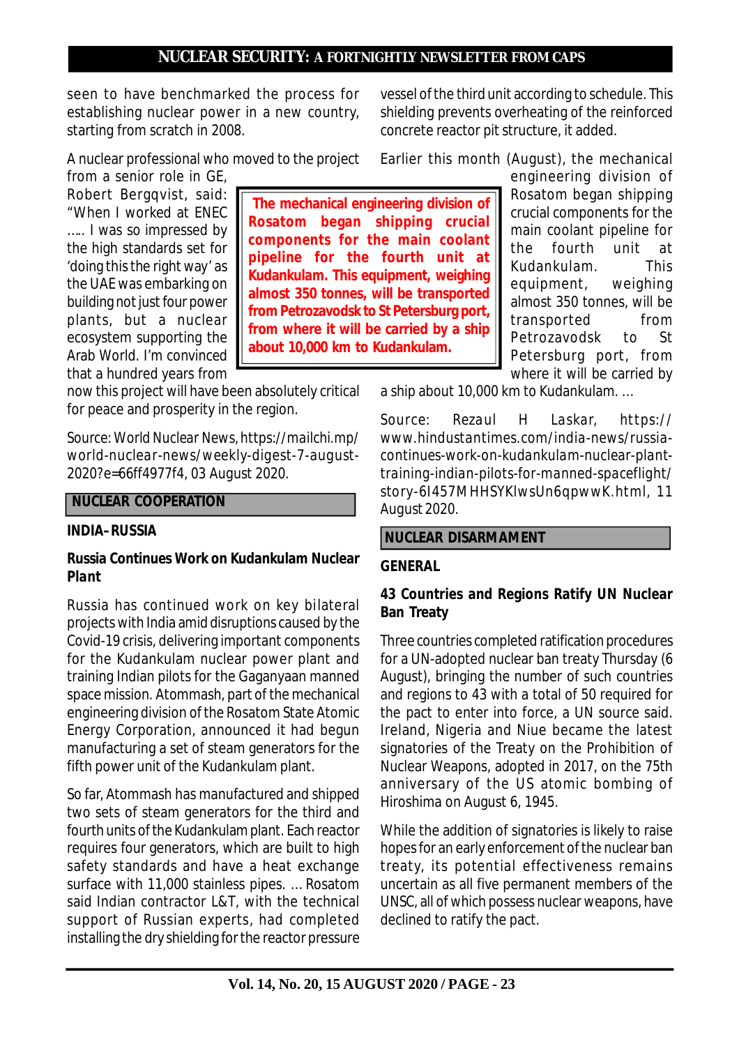seen to have benchmarked the process for establishing nuclear power in a new country, starting from scratch in 2008.

A nuclear professional who moved to the project from a senior role in GE, Robert Bergqvist, said: "When I worked at ENEC ….. I was so impressed by the high standards set for 'doing this the right way' as the UAE was embarking on building not just four power plants, but a nuclear ecosystem supporting the Arab World. I'm convinced that a hundred years from now this project will have been absolutely critical for peace and prosperity in the region.

Source: World Nuclear News, https://mailchi.mp/world-nuclear-news/weekly-digest-7-august-2020?e=66ff4977f4, 03 August 2020.

## NUCLEAR COOPERATION

### INDIA–RUSSIA

### Russia Continues Work on Kudankulam Nuclear Plant

Russia has continued work on key bilateral projects with India amid disruptions caused by the Covid-19 crisis, delivering important components for the Kudankulam nuclear power plant and training Indian pilots for the Gaganyaan manned space mission. Atommash, part of the mechanical engineering division of the Rosatom State Atomic Energy Corporation, announced it had begun manufacturing a set of steam generators for the fifth power unit of the Kudankulam plant.

So far, Atommash has manufactured and shipped two sets of steam generators for the third and fourth units of the Kudankulam plant. Each reactor requires four generators, which are built to high safety standards and have a heat exchange surface with 11,000 stainless pipes. ... Rosatom said Indian contractor L&T, with the technical support of Russian experts, had completed installing the dry shielding for the reactor pressure vessel of the third unit according to schedule. This shielding prevents overheating of the reinforced concrete reactor pit structure, it added.

Earlier this month (August), the mechanical engineering division of Rosatom began shipping crucial components for the main coolant pipeline for the fourth unit at Kudankulam. This equipment, weighing almost 350 tonnes, will be transported from Petrozavodsk to St Petersburg port, from where it will be carried by a ship about 10,000 km to Kudankulam. ...

Source: Rezaul H Laskar, https://www.hindustantimes.com/india-news/russia-continues-work-on-kudankulam-nuclear-plant-training-indian-pilots-for-manned-spaceflight/story-6I457MHHSYKlwsUn6qpwwK.html, 11 August 2020.

## NUCLEAR DISARMAMENT

### GENERAL

### 43 Countries and Regions Ratify UN Nuclear Ban Treaty

Three countries completed ratification procedures for a UN-adopted nuclear ban treaty Thursday (6 August), bringing the number of such countries and regions to 43 with a total of 50 required for the pact to enter into force, a UN source said. Ireland, Nigeria and Niue became the latest signatories of the Treaty on the Prohibition of Nuclear Weapons, adopted in 2017, on the 75th anniversary of the US atomic bombing of Hiroshima on August 6, 1945.

While the addition of signatories is likely to raise hopes for an early enforcement of the nuclear ban treaty, its potential effectiveness remains uncertain as all five permanent members of the UNSC, all of which possess nuclear weapons, have declined to ratify the pact.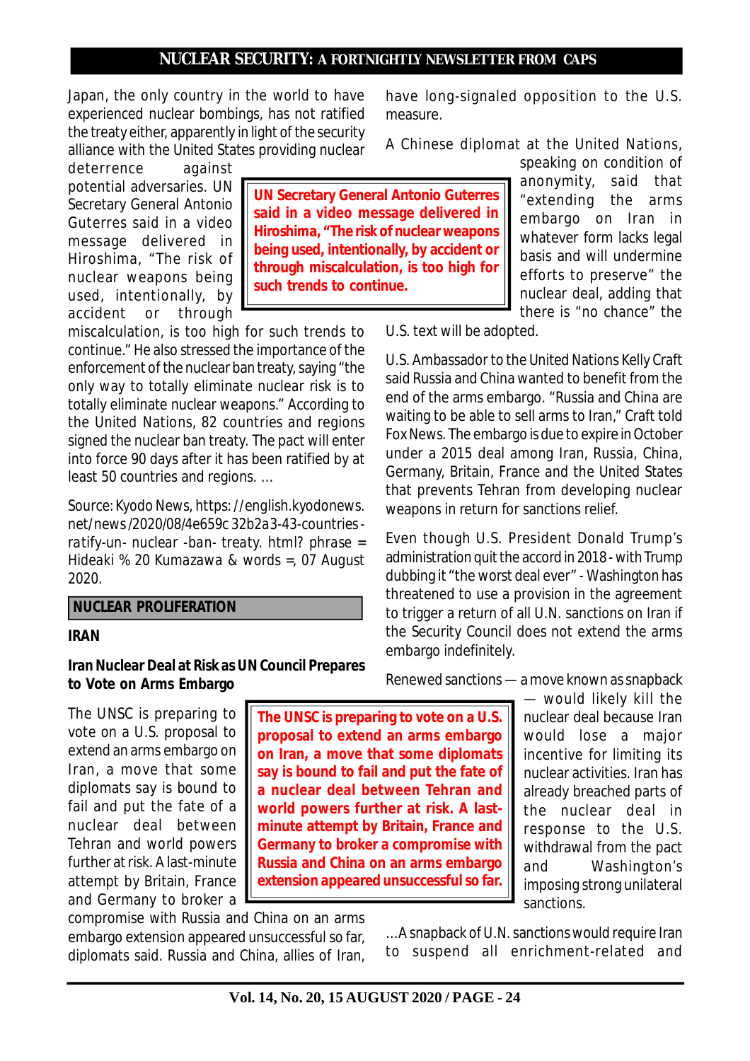Japan, the only country in the world to have experienced nuclear bombings, has not ratified the treaty either, apparently in light of the security alliance with the United States providing nuclear deterrence against potential adversaries. UN Secretary General Antonio Guterres said in a video message delivered in Hiroshima, "The risk of nuclear weapons being used, intentionally, by accident or through miscalculation, is too high for such trends to continue." He also stressed the importance of the enforcement of the nuclear ban treaty, saying "the only way to totally eliminate nuclear risk is to totally eliminate nuclear weapons." According to the United Nations, 82 countries and regions signed the nuclear ban treaty. The pact will enter into force 90 days after it has been ratified by at least 50 countries and regions. ...

**UN Secretary General Antonio Guterres said in a video message delivered in Hiroshima, "The risk of nuclear weapons being used, intentionally, by accident or through miscalculation, is too high for such trends to continue.**

Source: Kyodo News, https: //english.kyodonews. net/news/2020/08/4e659c 32b2a3-43-countries-ratify-un- nuclear -ban- treaty. html? phrase = Hideaki % 20 Kumazawa & words =, 07 August 2020.

## NUCLEAR PROLIFERATION

### IRAN

### Iran Nuclear Deal at Risk as UN Council Prepares to Vote on Arms Embargo

The UNSC is preparing to vote on a U.S. proposal to extend an arms embargo on Iran, a move that some diplomats say is bound to fail and put the fate of a nuclear deal between Tehran and world powers further at risk. A last-minute attempt by Britain, France and Germany to broker a compromise with Russia and China on an arms embargo extension appeared unsuccessful so far, diplomats said. Russia and China, allies of Iran, have long-signaled opposition to the U.S. measure.

**The UNSC is preparing to vote on a U.S. proposal to extend an arms embargo on Iran, a move that some diplomats say is bound to fail and put the fate of a nuclear deal between Tehran and world powers further at risk. A last-minute attempt by Britain, France and Germany to broker a compromise with Russia and China on an arms embargo extension appeared unsuccessful so far.**

A Chinese diplomat at the United Nations, speaking on condition of anonymity, said that "extending the arms embargo on Iran in whatever form lacks legal basis and will undermine efforts to preserve" the nuclear deal, adding that there is "no chance" the U.S. text will be adopted.

U.S. Ambassador to the United Nations Kelly Craft said Russia and China wanted to benefit from the end of the arms embargo. "Russia and China are waiting to be able to sell arms to Iran," Craft told Fox News. The embargo is due to expire in October under a 2015 deal among Iran, Russia, China, Germany, Britain, France and the United States that prevents Tehran from developing nuclear weapons in return for sanctions relief.

Even though U.S. President Donald Trump's administration quit the accord in 2018 - with Trump dubbing it "the worst deal ever" - Washington has threatened to use a provision in the agreement to trigger a return of all U.N. sanctions on Iran if the Security Council does not extend the arms embargo indefinitely.

Renewed sanctions — a move known as snapback — would likely kill the nuclear deal because Iran would lose a major incentive for limiting its nuclear activities. Iran has already breached parts of the nuclear deal in response to the U.S. withdrawal from the pact and Washington's imposing strong unilateral sanctions.

...A snapback of U.N. sanctions would require Iran to suspend all enrichment-related and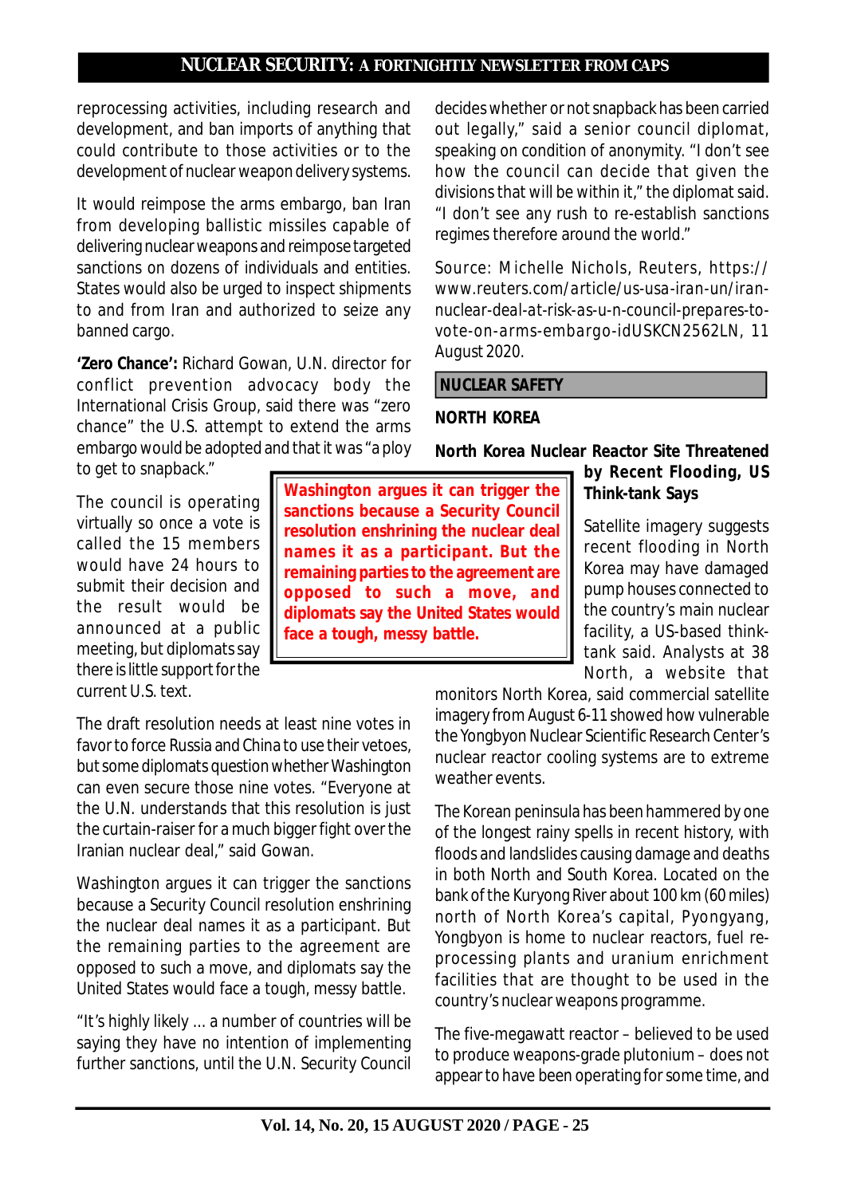reprocessing activities, including research and development, and ban imports of anything that could contribute to those activities or to the development of nuclear weapon delivery systems.

It would reimpose the arms embargo, ban Iran from developing ballistic missiles capable of delivering nuclear weapons and reimpose targeted sanctions on dozens of individuals and entities. States would also be urged to inspect shipments to and from Iran and authorized to seize any banned cargo.

**'Zero Chance':** Richard Gowan, U.N. director for conflict prevention advocacy body the International Crisis Group, said there was "zero chance" the U.S. attempt to extend the arms embargo would be adopted and that it was "a ploy to get to snapback."

The council is operating virtually so once a vote is called the 15 members would have 24 hours to submit their decision and the result would be announced at a public meeting, but diplomats say there is little support for the current U.S. text.

> **Washington argues it can trigger the sanctions because a Security Council resolution enshrining the nuclear deal names it as a participant. But the remaining parties to the agreement are opposed to such a move, and diplomats say the United States would face a tough, messy battle.**

The draft resolution needs at least nine votes in favor to force Russia and China to use their vetoes, but some diplomats question whether Washington can even secure those nine votes. "Everyone at the U.N. understands that this resolution is just the curtain-raiser for a much bigger fight over the Iranian nuclear deal," said Gowan.

Washington argues it can trigger the sanctions because a Security Council resolution enshrining the nuclear deal names it as a participant. But the remaining parties to the agreement are opposed to such a move, and diplomats say the United States would face a tough, messy battle.

"It's highly likely ... a number of countries will be saying they have no intention of implementing further sanctions, until the U.N. Security Council decides whether or not snapback has been carried out legally," said a senior council diplomat, speaking on condition of anonymity. "I don't see how the council can decide that given the divisions that will be within it," the diplomat said. "I don't see any rush to re-establish sanctions regimes therefore around the world."

Source: Michelle Nichols, Reuters, https://www.reuters.com/article/us-usa-iran-un/iran-nuclear-deal-at-risk-as-u-n-council-prepares-to-vote-on-arms-embargo-idUSKCN2562LN, 11 August 2020.

## NUCLEAR SAFETY

### NORTH KOREA

### North Korea Nuclear Reactor Site Threatened by Recent Flooding, US Think-tank Says

Satellite imagery suggests recent flooding in North Korea may have damaged pump houses connected to the country's main nuclear facility, a US-based think-tank said. Analysts at 38 North, a website that monitors North Korea, said commercial satellite imagery from August 6-11 showed how vulnerable the Yongbyon Nuclear Scientific Research Center's nuclear reactor cooling systems are to extreme weather events.

The Korean peninsula has been hammered by one of the longest rainy spells in recent history, with floods and landslides causing damage and deaths in both North and South Korea. Located on the bank of the Kuryong River about 100 km (60 miles) north of North Korea's capital, Pyongyang, Yongbyon is home to nuclear reactors, fuel re-processing plants and uranium enrichment facilities that are thought to be used in the country's nuclear weapons programme.

The five-megawatt reactor – believed to be used to produce weapons-grade plutonium – does not appear to have been operating for some time, and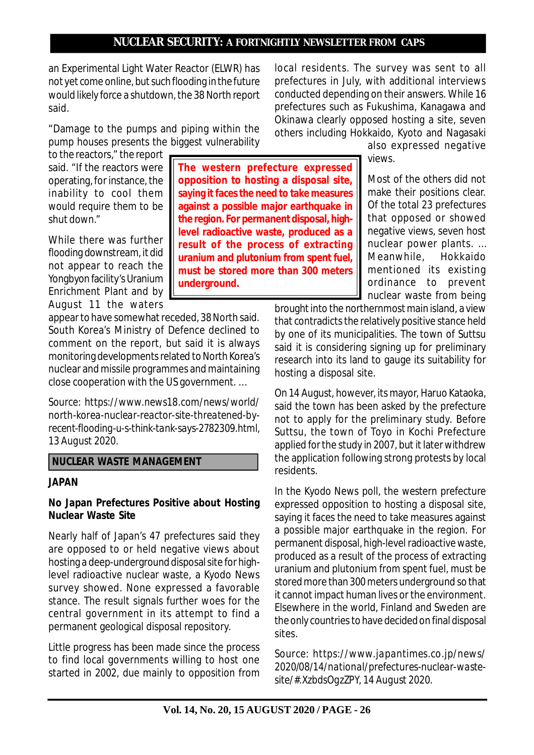an Experimental Light Water Reactor (ELWR) has not yet come online, but such flooding in the future would likely force a shutdown, the 38 North report said.

"Damage to the pumps and piping within the pump houses presents the biggest vulnerability to the reactors," the report said. "If the reactors were operating, for instance, the inability to cool them would require them to be shut down."

While there was further flooding downstream, it did not appear to reach the Yongbyon facility's Uranium Enrichment Plant and by August 11 the waters appear to have somewhat receded, 38 North said. South Korea's Ministry of Defence declined to comment on the report, but said it is always monitoring developments related to North Korea's nuclear and missile programmes and maintaining close cooperation with the US government. …

Source: https://www.news18.com/news/world/north-korea-nuclear-reactor-site-threatened-by-recent-flooding-u-s-think-tank-says-2782309.html, 13 August 2020.

## NUCLEAR WASTE MANAGEMENT

### JAPAN

### No Japan Prefectures Positive about Hosting Nuclear Waste Site

Nearly half of Japan's 47 prefectures said they are opposed to or held negative views about hosting a deep-underground disposal site for high-level radioactive nuclear waste, a Kyodo News survey showed. None expressed a favorable stance. The result signals further woes for the central government in its attempt to find a permanent geological disposal repository.

Little progress has been made since the process to find local governments willing to host one started in 2002, due mainly to opposition from local residents. The survey was sent to all prefectures in July, with additional interviews conducted depending on their answers. While 16 prefectures such as Fukushima, Kanagawa and Okinawa clearly opposed hosting a site, seven others including Hokkaido, Kyoto and Nagasaki also expressed negative views.

**The western prefecture expressed opposition to hosting a disposal site, saying it faces the need to take measures against a possible major earthquake in the region. For permanent disposal, high-level radioactive waste, produced as a result of the process of extracting uranium and plutonium from spent fuel, must be stored more than 300 meters underground.**

Most of the others did not make their positions clear. Of the total 23 prefectures that opposed or showed negative views, seven host nuclear power plants. … Meanwhile, Hokkaido mentioned its existing ordinance to prevent nuclear waste from being brought into the northernmost main island, a view that contradicts the relatively positive stance held by one of its municipalities. The town of Suttsu said it is considering signing up for preliminary research into its land to gauge its suitability for hosting a disposal site.

On 14 August, however, its mayor, Haruo Kataoka, said the town has been asked by the prefecture not to apply for the preliminary study. Before Suttsu, the town of Toyo in Kochi Prefecture applied for the study in 2007, but it later withdrew the application following strong protests by local residents.

In the Kyodo News poll, the western prefecture expressed opposition to hosting a disposal site, saying it faces the need to take measures against a possible major earthquake in the region. For permanent disposal, high-level radioactive waste, produced as a result of the process of extracting uranium and plutonium from spent fuel, must be stored more than 300 meters underground so that it cannot impact human lives or the environment. Elsewhere in the world, Finland and Sweden are the only countries to have decided on final disposal sites.

Source: https://www.japantimes.co.jp/news/2020/08/14/national/prefectures-nuclear-waste-site/#.XzbdsOgzZPY, 14 August 2020.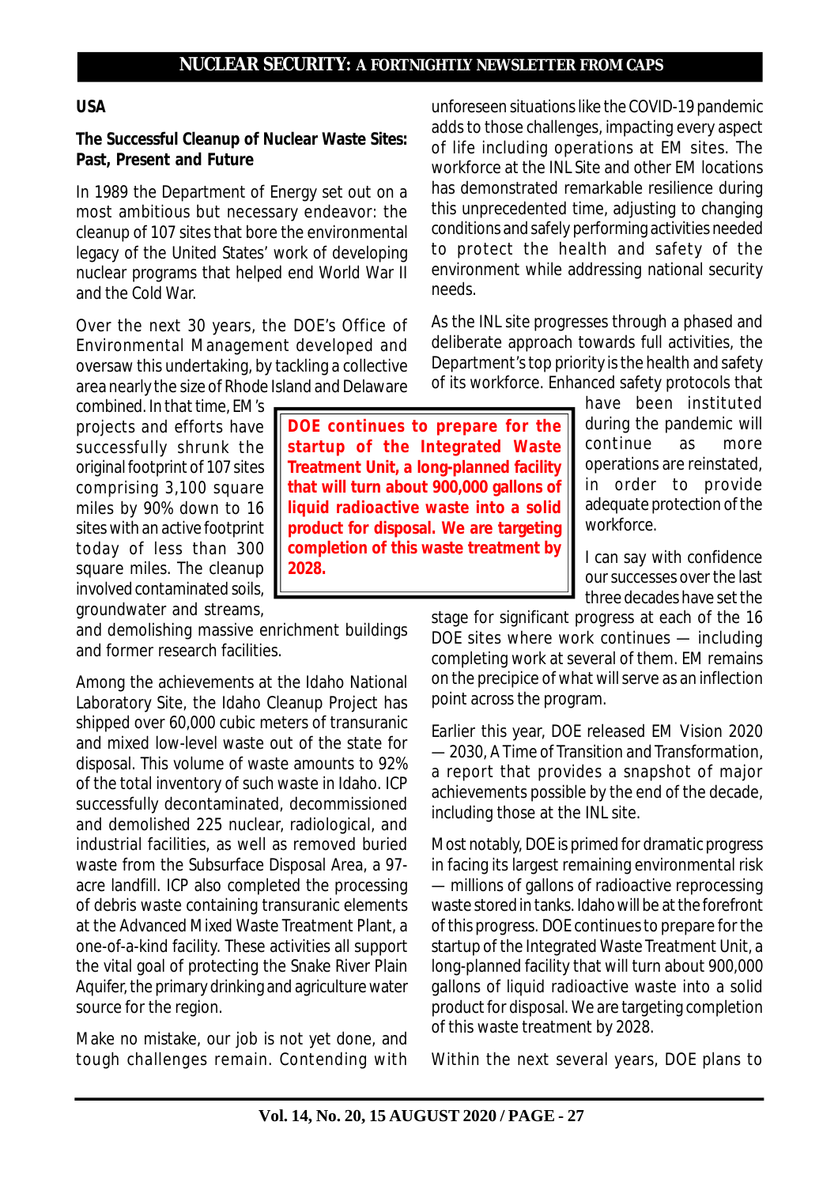**USA**

**The Successful Cleanup of Nuclear Waste Sites: Past, Present and Future**

In 1989 the Department of Energy set out on a most ambitious but necessary endeavor: the cleanup of 107 sites that bore the environmental legacy of the United States' work of developing nuclear programs that helped end World War II and the Cold War.

Over the next 30 years, the DOE's Office of Environmental Management developed and oversaw this undertaking, by tackling a collective area nearly the size of Rhode Island and Delaware combined. In that time, EM's projects and efforts have successfully shrunk the original footprint of 107 sites comprising 3,100 square miles by 90% down to 16 sites with an active footprint today of less than 300 square miles. The cleanup involved contaminated soils, groundwater and streams, and demolishing massive enrichment buildings and former research facilities.

> **DOE continues to prepare for the startup of the Integrated Waste Treatment Unit, a long-planned facility that will turn about 900,000 gallons of liquid radioactive waste into a solid product for disposal. We are targeting completion of this waste treatment by 2028.**

Among the achievements at the Idaho National Laboratory Site, the Idaho Cleanup Project has shipped over 60,000 cubic meters of transuranic and mixed low-level waste out of the state for disposal. This volume of waste amounts to 92% of the total inventory of such waste in Idaho. ICP successfully decontaminated, decommissioned and demolished 225 nuclear, radiological, and industrial facilities, as well as removed buried waste from the Subsurface Disposal Area, a 97-acre landfill. ICP also completed the processing of debris waste containing transuranic elements at the Advanced Mixed Waste Treatment Plant, a one-of-a-kind facility. These activities all support the vital goal of protecting the Snake River Plain Aquifer, the primary drinking and agriculture water source for the region.

Make no mistake, our job is not yet done, and tough challenges remain. Contending with unforeseen situations like the COVID-19 pandemic adds to those challenges, impacting every aspect of life including operations at EM sites. The workforce at the INL Site and other EM locations has demonstrated remarkable resilience during this unprecedented time, adjusting to changing conditions and safely performing activities needed to protect the health and safety of the environment while addressing national security needs.

As the INL site progresses through a phased and deliberate approach towards full activities, the Department's top priority is the health and safety of its workforce. Enhanced safety protocols that have been instituted during the pandemic will continue as more operations are reinstated, in order to provide adequate protection of the workforce.

I can say with confidence our successes over the last three decades have set the stage for significant progress at each of the 16 DOE sites where work continues — including completing work at several of them. EM remains on the precipice of what will serve as an inflection point across the program.

Earlier this year, DOE released EM Vision 2020 — 2030, A Time of Transition and Transformation, a report that provides a snapshot of major achievements possible by the end of the decade, including those at the INL site.

Most notably, DOE is primed for dramatic progress in facing its largest remaining environmental risk — millions of gallons of radioactive reprocessing waste stored in tanks. Idaho will be at the forefront of this progress. DOE continues to prepare for the startup of the Integrated Waste Treatment Unit, a long-planned facility that will turn about 900,000 gallons of liquid radioactive waste into a solid product for disposal. We are targeting completion of this waste treatment by 2028.

Within the next several years, DOE plans to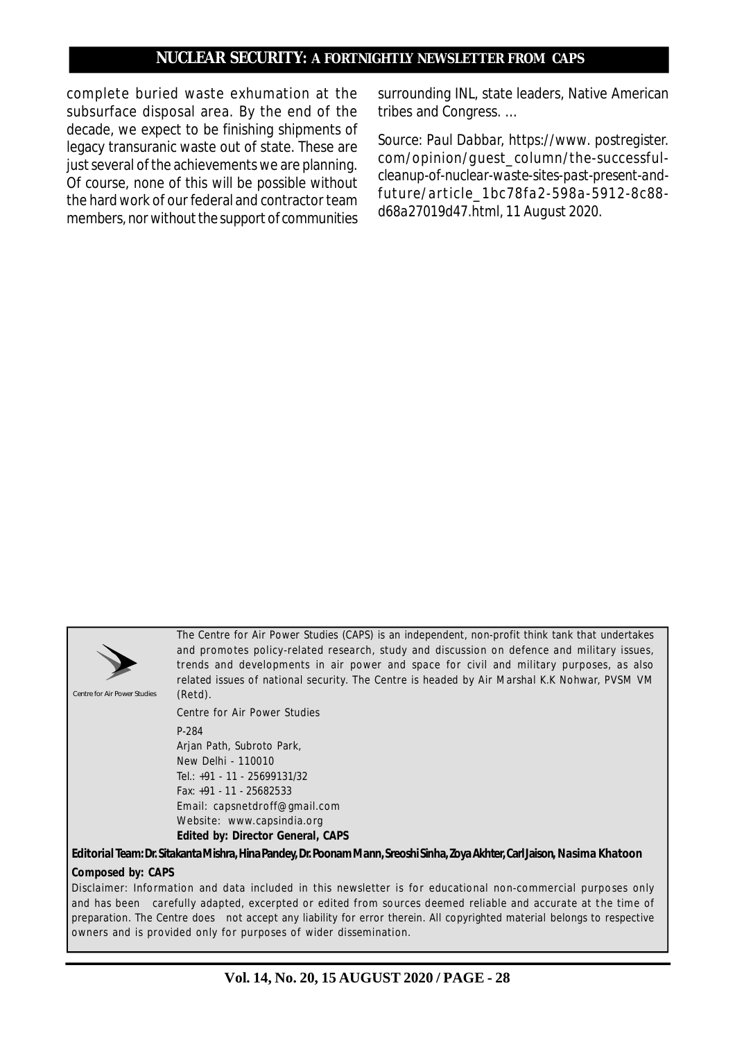complete buried waste exhumation at the subsurface disposal area. By the end of the decade, we expect to be finishing shipments of legacy transuranic waste out of state. These are just several of the achievements we are planning. Of course, none of this will be possible without the hard work of our federal and contractor team members, nor without the support of communities surrounding INL, state leaders, Native American tribes and Congress. …

Source: Paul Dabbar, https://www. postregister. com/opinion/guest_column/the-successful-cleanup-of-nuclear-waste-sites-past-present-and-future/article_1bc78fa2-598a-5912-8c88-d68a27019d47.html, 11 August 2020.

---

Centre for Air Power Studies

The Centre for Air Power Studies (CAPS) is an independent, non-profit think tank that undertakes and promotes policy-related research, study and discussion on defence and military issues, trends and developments in air power and space for civil and military purposes, as also related issues of national security. The Centre is headed by Air Marshal K.K Nohwar, PVSM VM (Retd).

Centre for Air Power Studies

P-284
Arjan Path, Subroto Park,
New Delhi - 110010
Tel.: +91 - 11 - 25699131/32
Fax: +91 - 11 - 25682533
Email: capsnetdroff@gmail.com
Website: www.capsindia.org

**Edited by: Director General, CAPS**

**Editorial Team: Dr. Sitakanta Mishra, Hina Pandey, Dr. Poonam Mann, Sreoshi Sinha, Zoya Akhter, Carl Jaison, Nasima Khatoon**

**Composed by: CAPS**

Disclaimer: Information and data included in this newsletter is for educational non-commercial purposes only and has been carefully adapted, excerpted or edited from sources deemed reliable and accurate at the time of preparation. The Centre does not accept any liability for error therein. All copyrighted material belongs to respective owners and is provided only for purposes of wider dissemination.